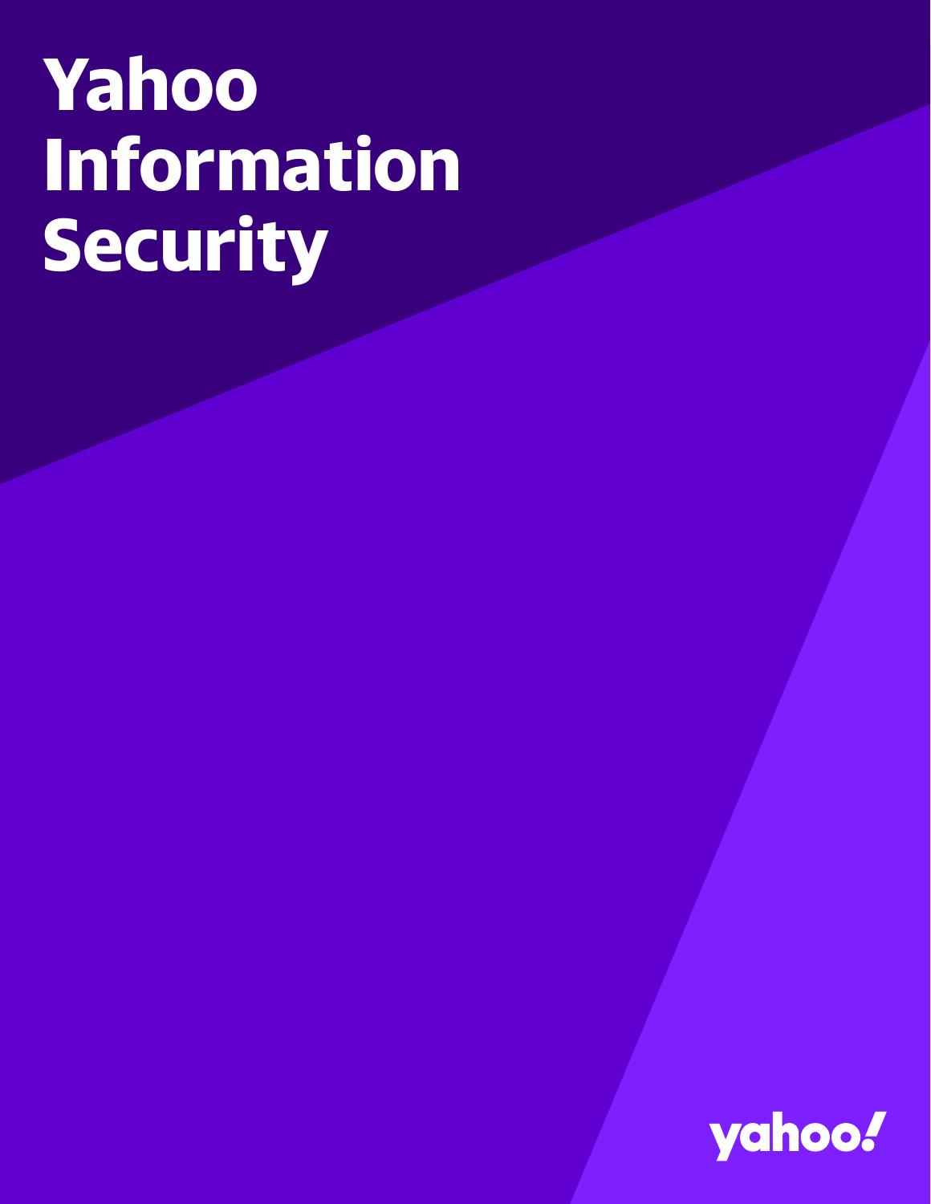# Yahoo Information Security

yahoo!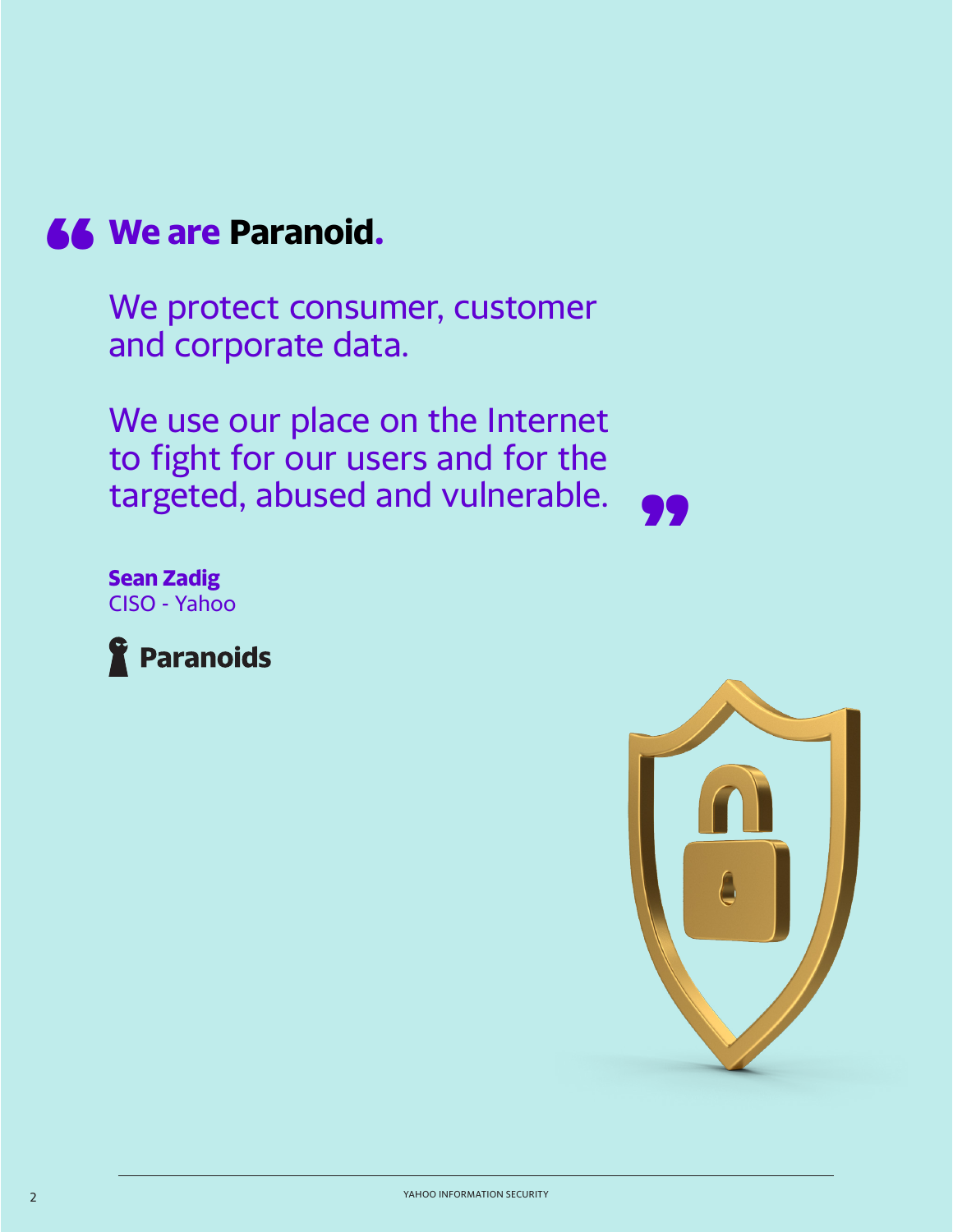> **We are Paranoid.**
>
> We protect consumer, customer and corporate data.
>
> We use our place on the Internet to fight for our users and for the targeted, abused and vulnerable.

**Sean Zadig**
CISO - Yahoo

**Paranoids**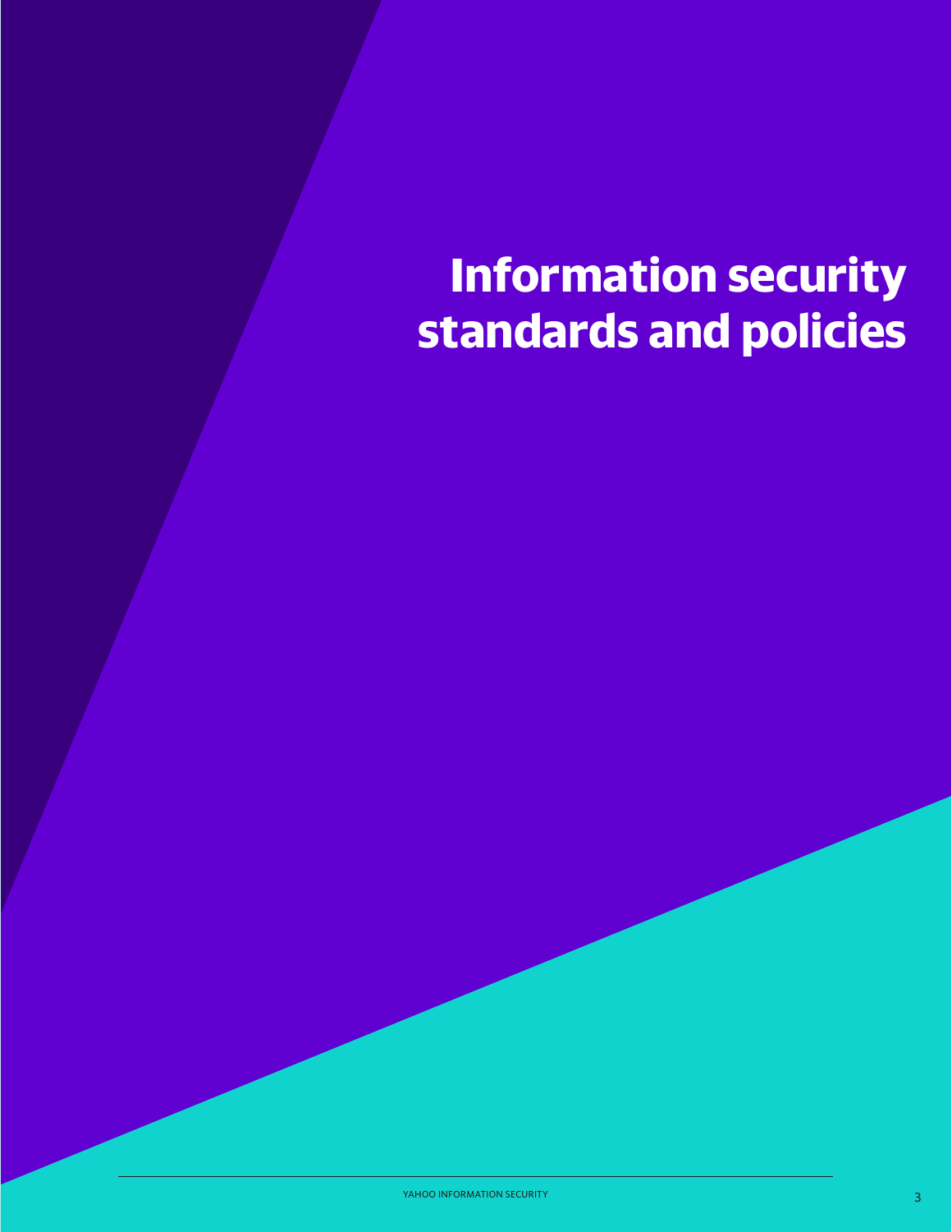# Information security standards and policies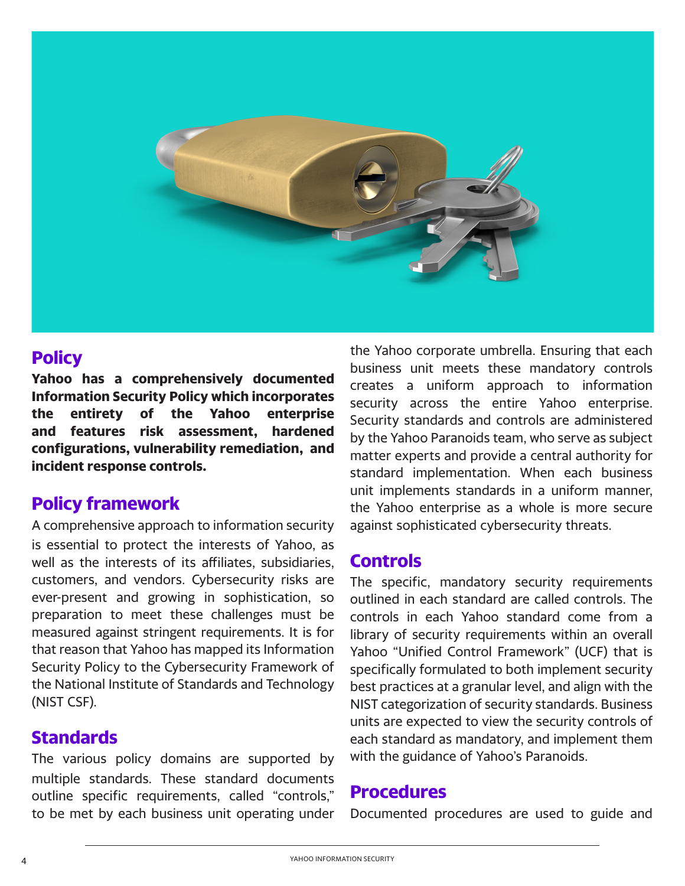## Policy

**Yahoo has a comprehensively documented Information Security Policy which incorporates the entirety of the Yahoo enterprise and features risk assessment, hardened configurations, vulnerability remediation, and incident response controls.**

## Policy framework

A comprehensive approach to information security is essential to protect the interests of Yahoo, as well as the interests of its affiliates, subsidiaries, customers, and vendors. Cybersecurity risks are ever-present and growing in sophistication, so preparation to meet these challenges must be measured against stringent requirements. It is for that reason that Yahoo has mapped its Information Security Policy to the Cybersecurity Framework of the National Institute of Standards and Technology (NIST CSF).

## Standards

The various policy domains are supported by multiple standards. These standard documents outline specific requirements, called "controls," to be met by each business unit operating under the Yahoo corporate umbrella. Ensuring that each business unit meets these mandatory controls creates a uniform approach to information security across the entire Yahoo enterprise. Security standards and controls are administered by the Yahoo Paranoids team, who serve as subject matter experts and provide a central authority for standard implementation. When each business unit implements standards in a uniform manner, the Yahoo enterprise as a whole is more secure against sophisticated cybersecurity threats.

## Controls

The specific, mandatory security requirements outlined in each standard are called controls. The controls in each Yahoo standard come from a library of security requirements within an overall Yahoo "Unified Control Framework" (UCF) that is specifically formulated to both implement security best practices at a granular level, and align with the NIST categorization of security standards. Business units are expected to view the security controls of each standard as mandatory, and implement them with the guidance of Yahoo's Paranoids.

## Procedures

Documented procedures are used to guide and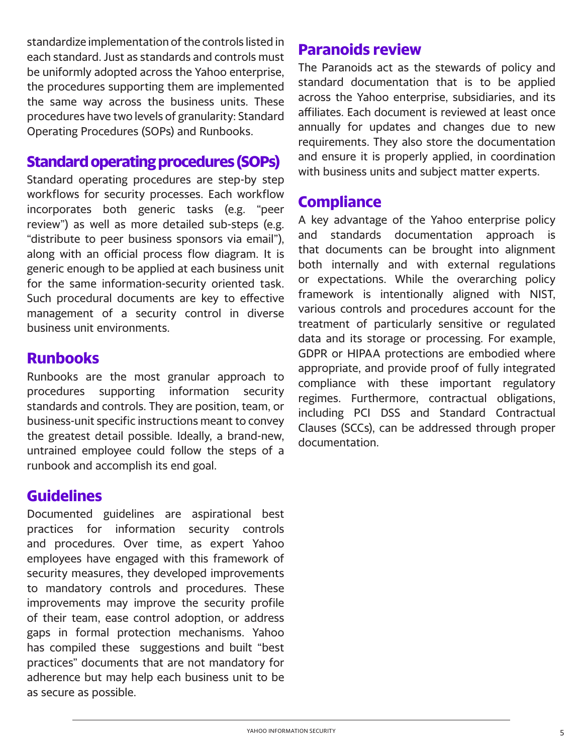standardize implementation of the controls listed in each standard. Just as standards and controls must be uniformly adopted across the Yahoo enterprise, the procedures supporting them are implemented the same way across the business units. These procedures have two levels of granularity: Standard Operating Procedures (SOPs) and Runbooks.

## Standard operating procedures (SOPs)

Standard operating procedures are step-by step workflows for security processes. Each workflow incorporates both generic tasks (e.g. "peer review") as well as more detailed sub-steps (e.g. "distribute to peer business sponsors via email"), along with an official process flow diagram. It is generic enough to be applied at each business unit for the same information-security oriented task. Such procedural documents are key to effective management of a security control in diverse business unit environments.

## Runbooks

Runbooks are the most granular approach to procedures supporting information security standards and controls. They are position, team, or business-unit specific instructions meant to convey the greatest detail possible. Ideally, a brand-new, untrained employee could follow the steps of a runbook and accomplish its end goal.

## Guidelines

Documented guidelines are aspirational best practices for information security controls and procedures. Over time, as expert Yahoo employees have engaged with this framework of security measures, they developed improvements to mandatory controls and procedures. These improvements may improve the security profile of their team, ease control adoption, or address gaps in formal protection mechanisms. Yahoo has compiled these suggestions and built "best practices" documents that are not mandatory for adherence but may help each business unit to be as secure as possible.

## Paranoids review

The Paranoids act as the stewards of policy and standard documentation that is to be applied across the Yahoo enterprise, subsidiaries, and its affiliates. Each document is reviewed at least once annually for updates and changes due to new requirements. They also store the documentation and ensure it is properly applied, in coordination with business units and subject matter experts.

## Compliance

A key advantage of the Yahoo enterprise policy and standards documentation approach is that documents can be brought into alignment both internally and with external regulations or expectations. While the overarching policy framework is intentionally aligned with NIST, various controls and procedures account for the treatment of particularly sensitive or regulated data and its storage or processing. For example, GDPR or HIPAA protections are embodied where appropriate, and provide proof of fully integrated compliance with these important regulatory regimes. Furthermore, contractual obligations, including PCI DSS and Standard Contractual Clauses (SCCs), can be addressed through proper documentation.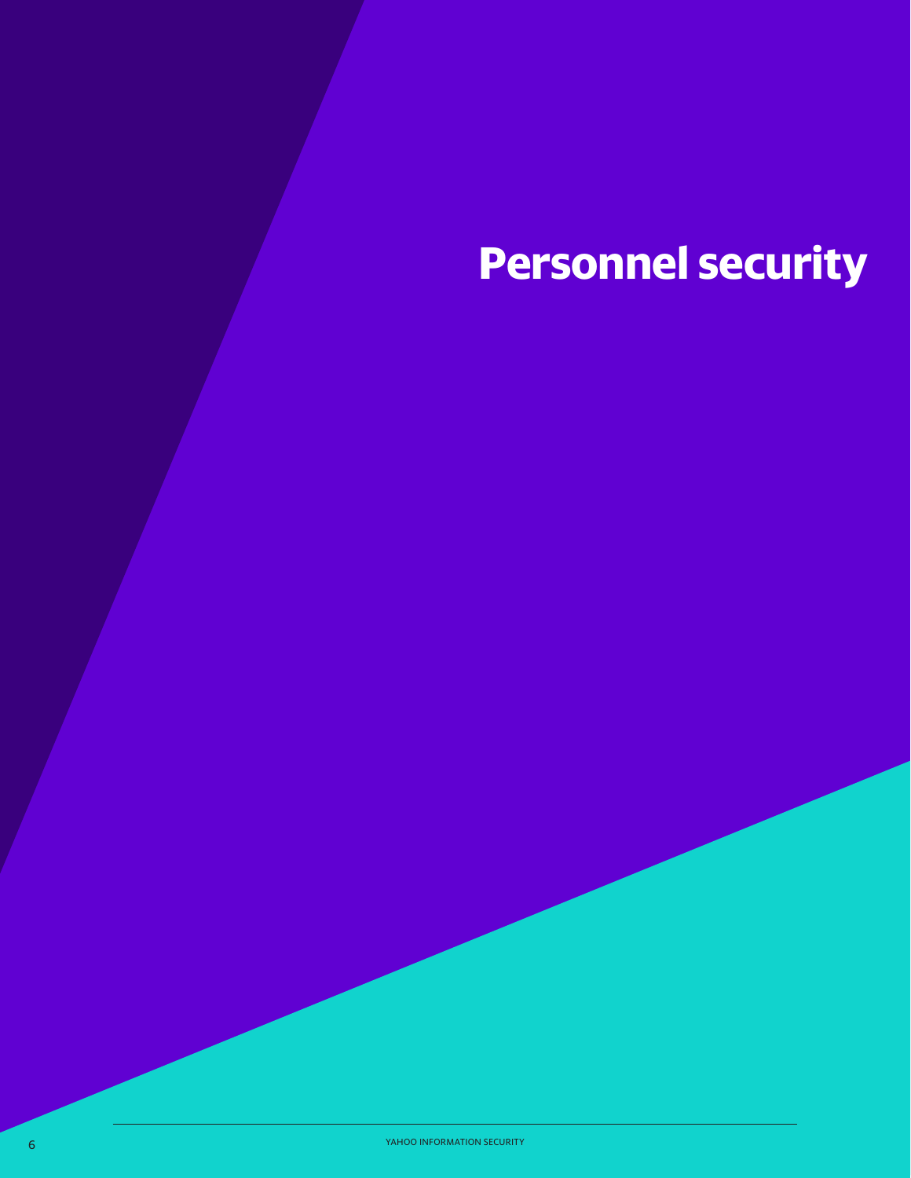# Personnel security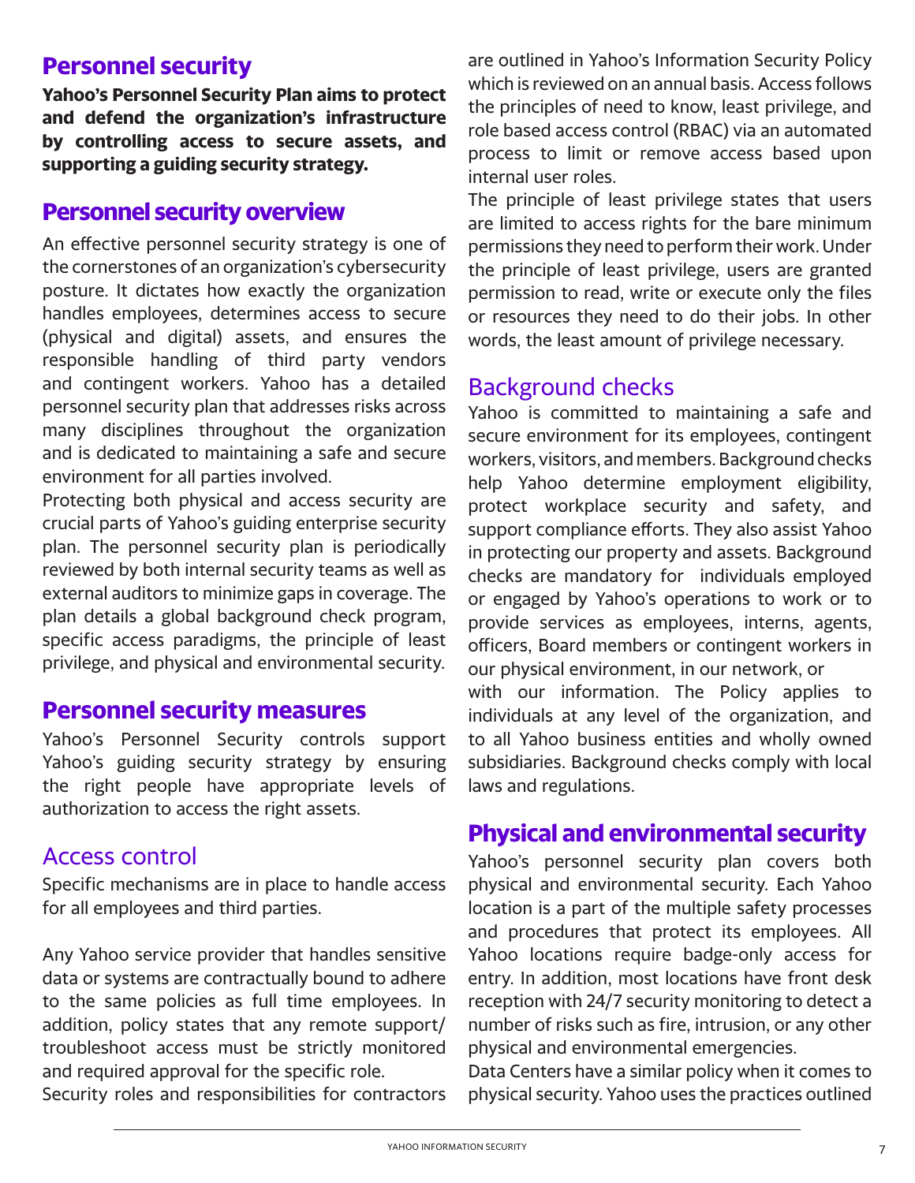## Personnel security

**Yahoo's Personnel Security Plan aims to protect and defend the organization's infrastructure by controlling access to secure assets, and supporting a guiding security strategy.**

## Personnel security overview

An effective personnel security strategy is one of the cornerstones of an organization's cybersecurity posture. It dictates how exactly the organization handles employees, determines access to secure (physical and digital) assets, and ensures the responsible handling of third party vendors and contingent workers. Yahoo has a detailed personnel security plan that addresses risks across many disciplines throughout the organization and is dedicated to maintaining a safe and secure environment for all parties involved.

Protecting both physical and access security are crucial parts of Yahoo's guiding enterprise security plan. The personnel security plan is periodically reviewed by both internal security teams as well as external auditors to minimize gaps in coverage. The plan details a global background check program, specific access paradigms, the principle of least privilege, and physical and environmental security.

## Personnel security measures

Yahoo's Personnel Security controls support Yahoo's guiding security strategy by ensuring the right people have appropriate levels of authorization to access the right assets.

### Access control

Specific mechanisms are in place to handle access for all employees and third parties.

Any Yahoo service provider that handles sensitive data or systems are contractually bound to adhere to the same policies as full time employees. In addition, policy states that any remote support/troubleshoot access must be strictly monitored and required approval for the specific role.

Security roles and responsibilities for contractors are outlined in Yahoo's Information Security Policy which is reviewed on an annual basis. Access follows the principles of need to know, least privilege, and role based access control (RBAC) via an automated process to limit or remove access based upon internal user roles.

The principle of least privilege states that users are limited to access rights for the bare minimum permissions they need to perform their work. Under the principle of least privilege, users are granted permission to read, write or execute only the files or resources they need to do their jobs. In other words, the least amount of privilege necessary.

### Background checks

Yahoo is committed to maintaining a safe and secure environment for its employees, contingent workers, visitors, and members. Background checks help Yahoo determine employment eligibility, protect workplace security and safety, and support compliance efforts. They also assist Yahoo in protecting our property and assets. Background checks are mandatory for individuals employed or engaged by Yahoo's operations to work or to provide services as employees, interns, agents, officers, Board members or contingent workers in our physical environment, in our network, or with our information. The Policy applies to individuals at any level of the organization, and to all Yahoo business entities and wholly owned subsidiaries. Background checks comply with local laws and regulations.

## Physical and environmental security

Yahoo's personnel security plan covers both physical and environmental security. Each Yahoo location is a part of the multiple safety processes and procedures that protect its employees. All Yahoo locations require badge-only access for entry. In addition, most locations have front desk reception with 24/7 security monitoring to detect a number of risks such as fire, intrusion, or any other physical and environmental emergencies.

Data Centers have a similar policy when it comes to physical security. Yahoo uses the practices outlined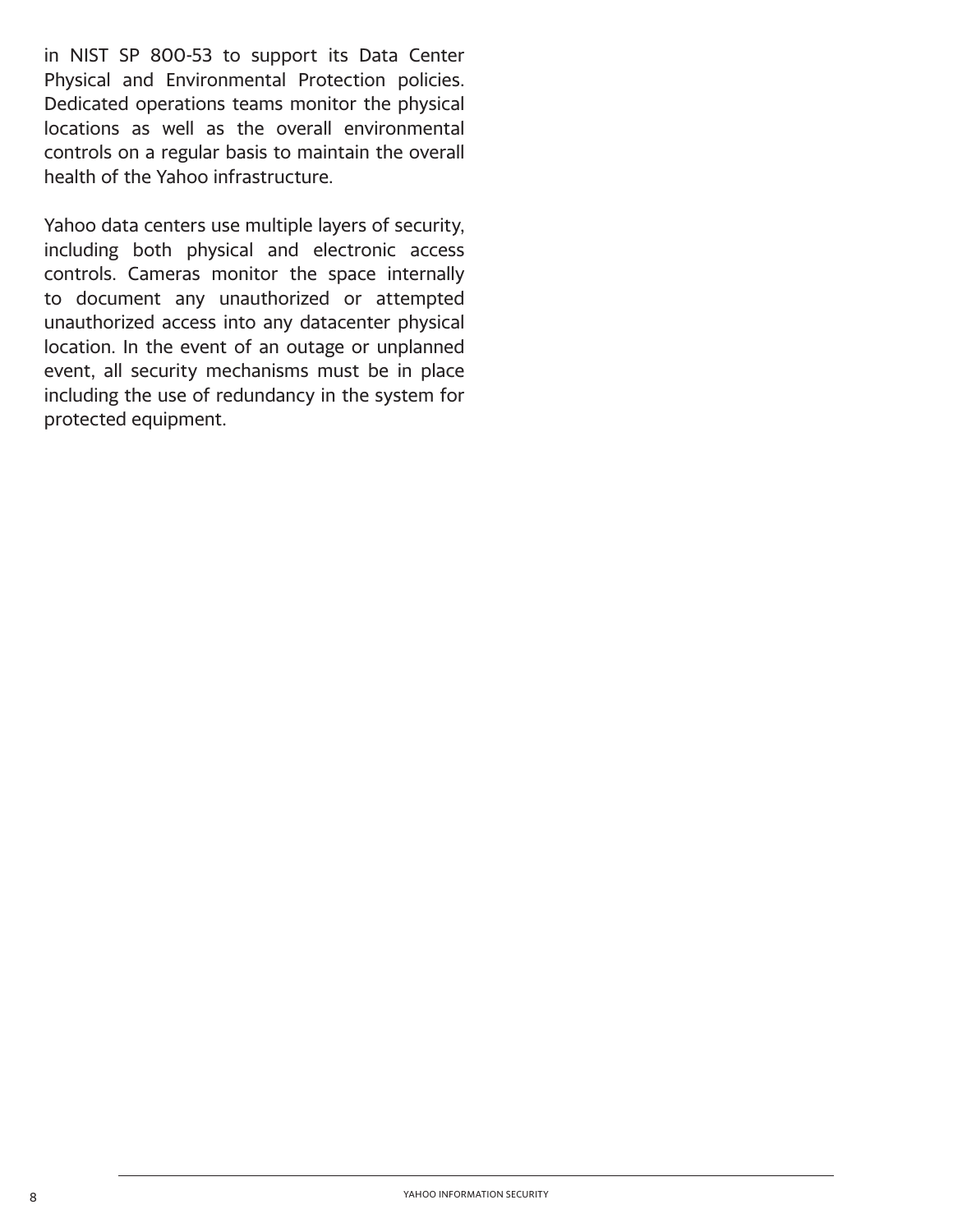in NIST SP 800-53 to support its Data Center Physical and Environmental Protection policies. Dedicated operations teams monitor the physical locations as well as the overall environmental controls on a regular basis to maintain the overall health of the Yahoo infrastructure.

Yahoo data centers use multiple layers of security, including both physical and electronic access controls. Cameras monitor the space internally to document any unauthorized or attempted unauthorized access into any datacenter physical location. In the event of an outage or unplanned event, all security mechanisms must be in place including the use of redundancy in the system for protected equipment.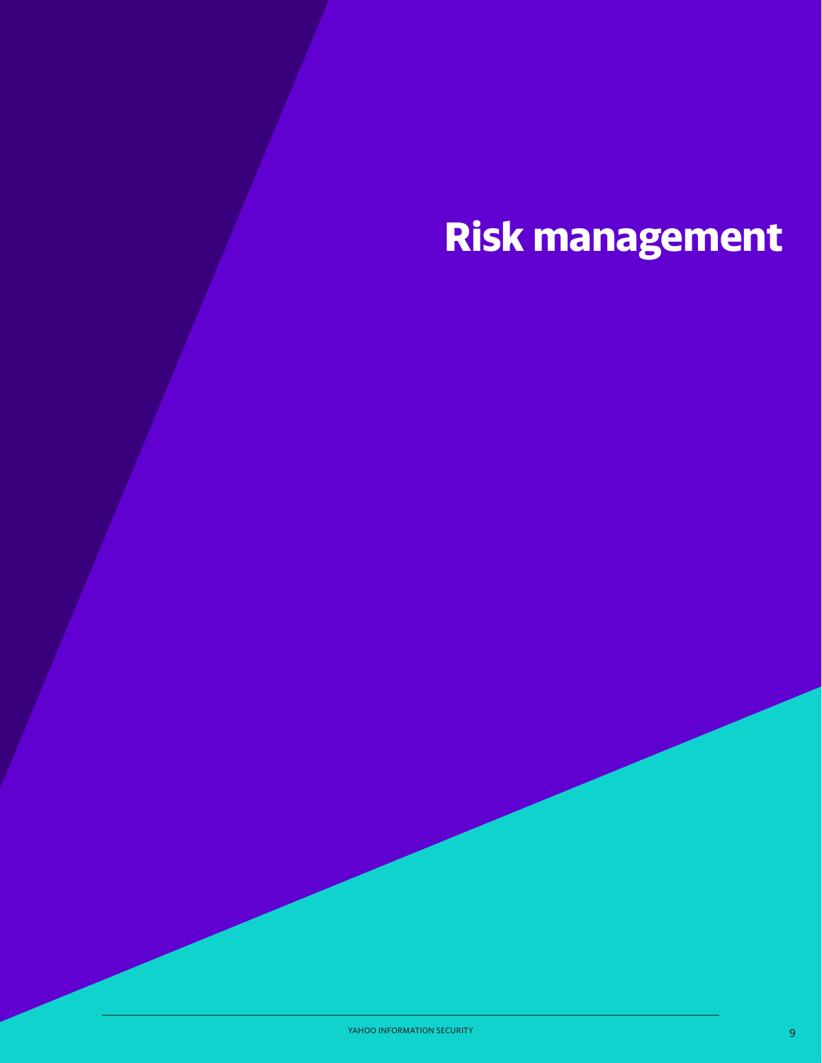# Risk management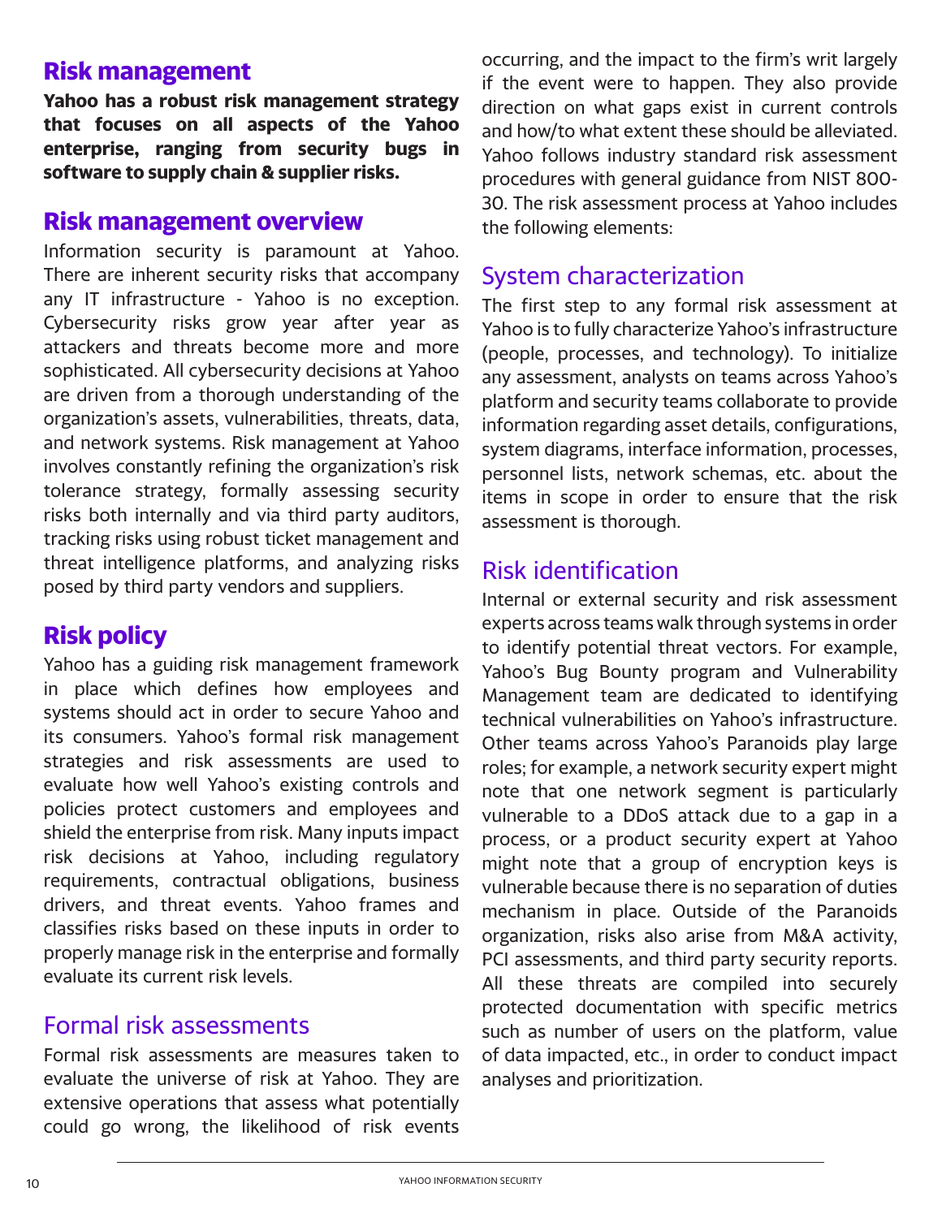## Risk management

**Yahoo has a robust risk management strategy that focuses on all aspects of the Yahoo enterprise, ranging from security bugs in software to supply chain & supplier risks.**

## Risk management overview

Information security is paramount at Yahoo. There are inherent security risks that accompany any IT infrastructure - Yahoo is no exception. Cybersecurity risks grow year after year as attackers and threats become more and more sophisticated. All cybersecurity decisions at Yahoo are driven from a thorough understanding of the organization's assets, vulnerabilities, threats, data, and network systems. Risk management at Yahoo involves constantly refining the organization's risk tolerance strategy, formally assessing security risks both internally and via third party auditors, tracking risks using robust ticket management and threat intelligence platforms, and analyzing risks posed by third party vendors and suppliers.

## Risk policy

Yahoo has a guiding risk management framework in place which defines how employees and systems should act in order to secure Yahoo and its consumers. Yahoo's formal risk management strategies and risk assessments are used to evaluate how well Yahoo's existing controls and policies protect customers and employees and shield the enterprise from risk. Many inputs impact risk decisions at Yahoo, including regulatory requirements, contractual obligations, business drivers, and threat events. Yahoo frames and classifies risks based on these inputs in order to properly manage risk in the enterprise and formally evaluate its current risk levels.

### Formal risk assessments

Formal risk assessments are measures taken to evaluate the universe of risk at Yahoo. They are extensive operations that assess what potentially could go wrong, the likelihood of risk events occurring, and the impact to the firm's writ largely if the event were to happen. They also provide direction on what gaps exist in current controls and how/to what extent these should be alleviated. Yahoo follows industry standard risk assessment procedures with general guidance from NIST 800-30. The risk assessment process at Yahoo includes the following elements:

### System characterization

The first step to any formal risk assessment at Yahoo is to fully characterize Yahoo's infrastructure (people, processes, and technology). To initialize any assessment, analysts on teams across Yahoo's platform and security teams collaborate to provide information regarding asset details, configurations, system diagrams, interface information, processes, personnel lists, network schemas, etc. about the items in scope in order to ensure that the risk assessment is thorough.

### Risk identification

Internal or external security and risk assessment experts across teams walk through systems in order to identify potential threat vectors. For example, Yahoo's Bug Bounty program and Vulnerability Management team are dedicated to identifying technical vulnerabilities on Yahoo's infrastructure. Other teams across Yahoo's Paranoids play large roles; for example, a network security expert might note that one network segment is particularly vulnerable to a DDoS attack due to a gap in a process, or a product security expert at Yahoo might note that a group of encryption keys is vulnerable because there is no separation of duties mechanism in place. Outside of the Paranoids organization, risks also arise from M&A activity, PCI assessments, and third party security reports. All these threats are compiled into securely protected documentation with specific metrics such as number of users on the platform, value of data impacted, etc., in order to conduct impact analyses and prioritization.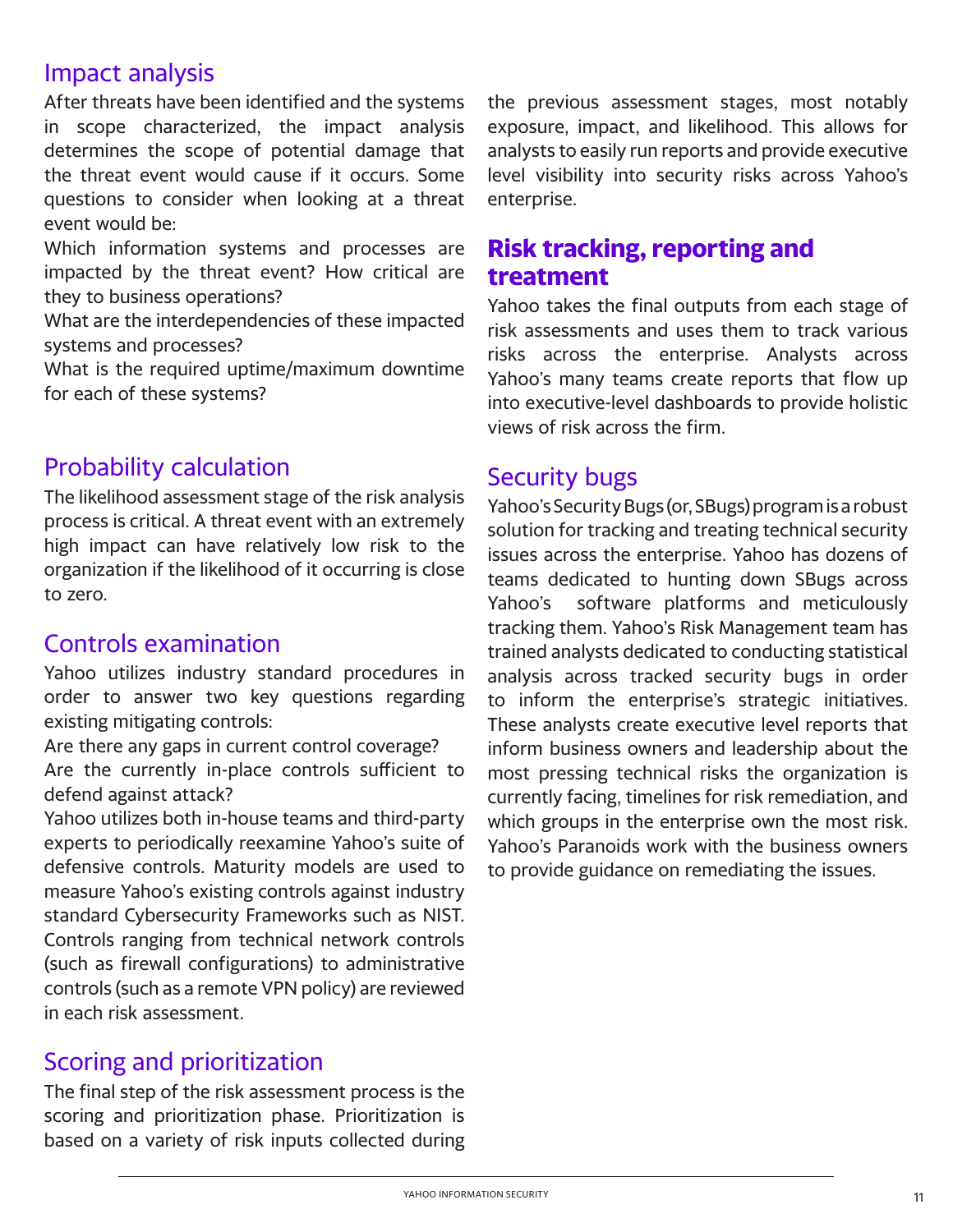### Impact analysis

After threats have been identified and the systems in scope characterized, the impact analysis determines the scope of potential damage that the threat event would cause if it occurs. Some questions to consider when looking at a threat event would be:

Which information systems and processes are impacted by the threat event? How critical are they to business operations?

What are the interdependencies of these impacted systems and processes?

What is the required uptime/maximum downtime for each of these systems?

### Probability calculation

The likelihood assessment stage of the risk analysis process is critical. A threat event with an extremely high impact can have relatively low risk to the organization if the likelihood of it occurring is close to zero.

### Controls examination

Yahoo utilizes industry standard procedures in order to answer two key questions regarding existing mitigating controls:

Are there any gaps in current control coverage?

Are the currently in-place controls sufficient to defend against attack?

Yahoo utilizes both in-house teams and third-party experts to periodically reexamine Yahoo's suite of defensive controls. Maturity models are used to measure Yahoo's existing controls against industry standard Cybersecurity Frameworks such as NIST. Controls ranging from technical network controls (such as firewall configurations) to administrative controls (such as a remote VPN policy) are reviewed in each risk assessment.

### Scoring and prioritization

The final step of the risk assessment process is the scoring and prioritization phase. Prioritization is based on a variety of risk inputs collected during the previous assessment stages, most notably exposure, impact, and likelihood. This allows for analysts to easily run reports and provide executive level visibility into security risks across Yahoo's enterprise.

## Risk tracking, reporting and treatment

Yahoo takes the final outputs from each stage of risk assessments and uses them to track various risks across the enterprise. Analysts across Yahoo's many teams create reports that flow up into executive-level dashboards to provide holistic views of risk across the firm.

### Security bugs

Yahoo's Security Bugs (or, SBugs) program is a robust solution for tracking and treating technical security issues across the enterprise. Yahoo has dozens of teams dedicated to hunting down SBugs across Yahoo's software platforms and meticulously tracking them. Yahoo's Risk Management team has trained analysts dedicated to conducting statistical analysis across tracked security bugs in order to inform the enterprise's strategic initiatives. These analysts create executive level reports that inform business owners and leadership about the most pressing technical risks the organization is currently facing, timelines for risk remediation, and which groups in the enterprise own the most risk. Yahoo's Paranoids work with the business owners to provide guidance on remediating the issues.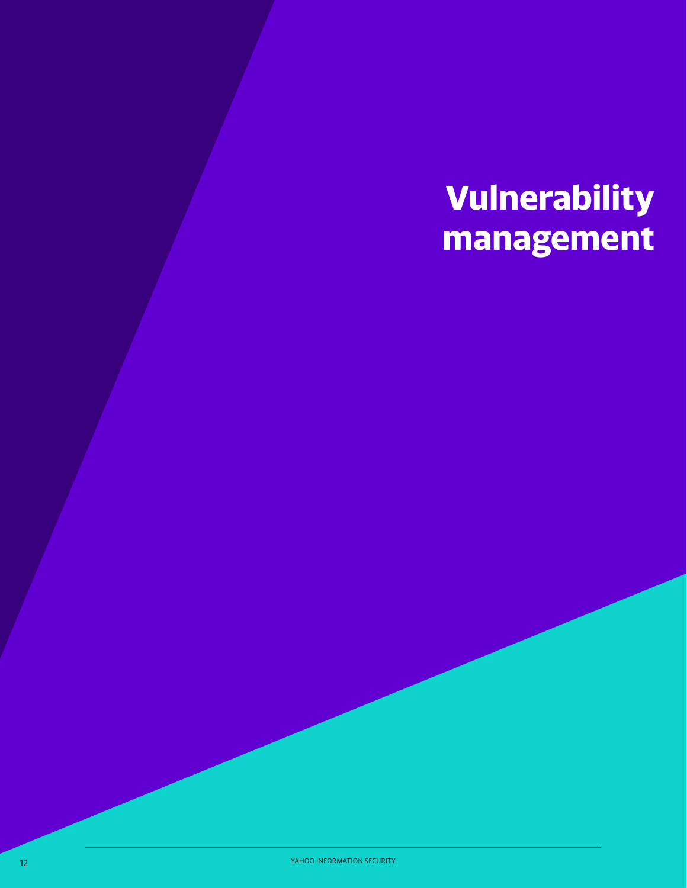# Vulnerability management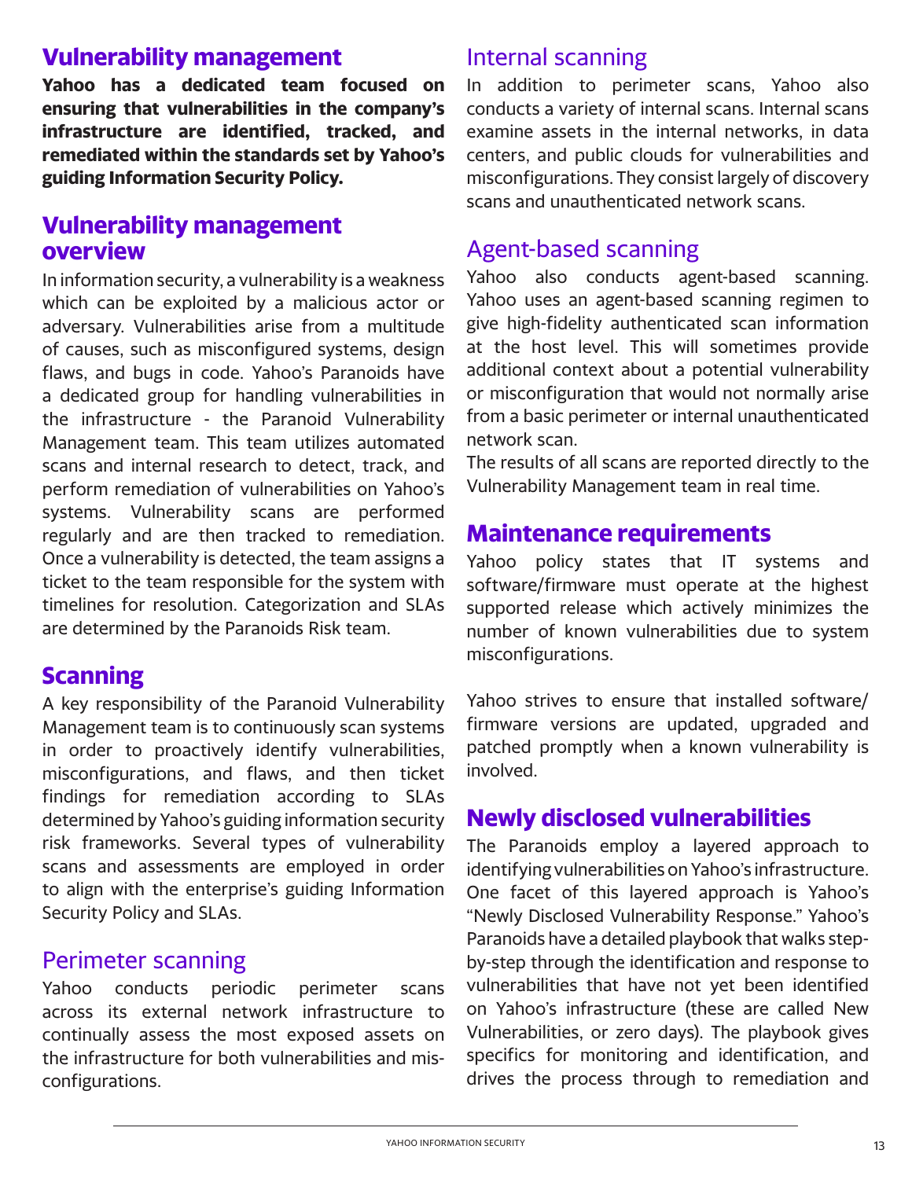## Vulnerability management

**Yahoo has a dedicated team focused on ensuring that vulnerabilities in the company's infrastructure are identified, tracked, and remediated within the standards set by Yahoo's guiding Information Security Policy.**

## Vulnerability management overview

In information security, a vulnerability is a weakness which can be exploited by a malicious actor or adversary. Vulnerabilities arise from a multitude of causes, such as misconfigured systems, design flaws, and bugs in code. Yahoo's Paranoids have a dedicated group for handling vulnerabilities in the infrastructure - the Paranoid Vulnerability Management team. This team utilizes automated scans and internal research to detect, track, and perform remediation of vulnerabilities on Yahoo's systems. Vulnerability scans are performed regularly and are then tracked to remediation. Once a vulnerability is detected, the team assigns a ticket to the team responsible for the system with timelines for resolution. Categorization and SLAs are determined by the Paranoids Risk team.

## Scanning

A key responsibility of the Paranoid Vulnerability Management team is to continuously scan systems in order to proactively identify vulnerabilities, misconfigurations, and flaws, and then ticket findings for remediation according to SLAs determined by Yahoo's guiding information security risk frameworks. Several types of vulnerability scans and assessments are employed in order to align with the enterprise's guiding Information Security Policy and SLAs.

### Perimeter scanning

Yahoo conducts periodic perimeter scans across its external network infrastructure to continually assess the most exposed assets on the infrastructure for both vulnerabilities and mis-configurations.

### Internal scanning

In addition to perimeter scans, Yahoo also conducts a variety of internal scans. Internal scans examine assets in the internal networks, in data centers, and public clouds for vulnerabilities and misconfigurations. They consist largely of discovery scans and unauthenticated network scans.

### Agent-based scanning

Yahoo also conducts agent-based scanning. Yahoo uses an agent-based scanning regimen to give high-fidelity authenticated scan information at the host level. This will sometimes provide additional context about a potential vulnerability or misconfiguration that would not normally arise from a basic perimeter or internal unauthenticated network scan.

The results of all scans are reported directly to the Vulnerability Management team in real time.

## Maintenance requirements

Yahoo policy states that IT systems and software/firmware must operate at the highest supported release which actively minimizes the number of known vulnerabilities due to system misconfigurations.

Yahoo strives to ensure that installed software/firmware versions are updated, upgraded and patched promptly when a known vulnerability is involved.

## Newly disclosed vulnerabilities

The Paranoids employ a layered approach to identifying vulnerabilities on Yahoo's infrastructure. One facet of this layered approach is Yahoo's "Newly Disclosed Vulnerability Response." Yahoo's Paranoids have a detailed playbook that walks step-by-step through the identification and response to vulnerabilities that have not yet been identified on Yahoo's infrastructure (these are called New Vulnerabilities, or zero days). The playbook gives specifics for monitoring and identification, and drives the process through to remediation and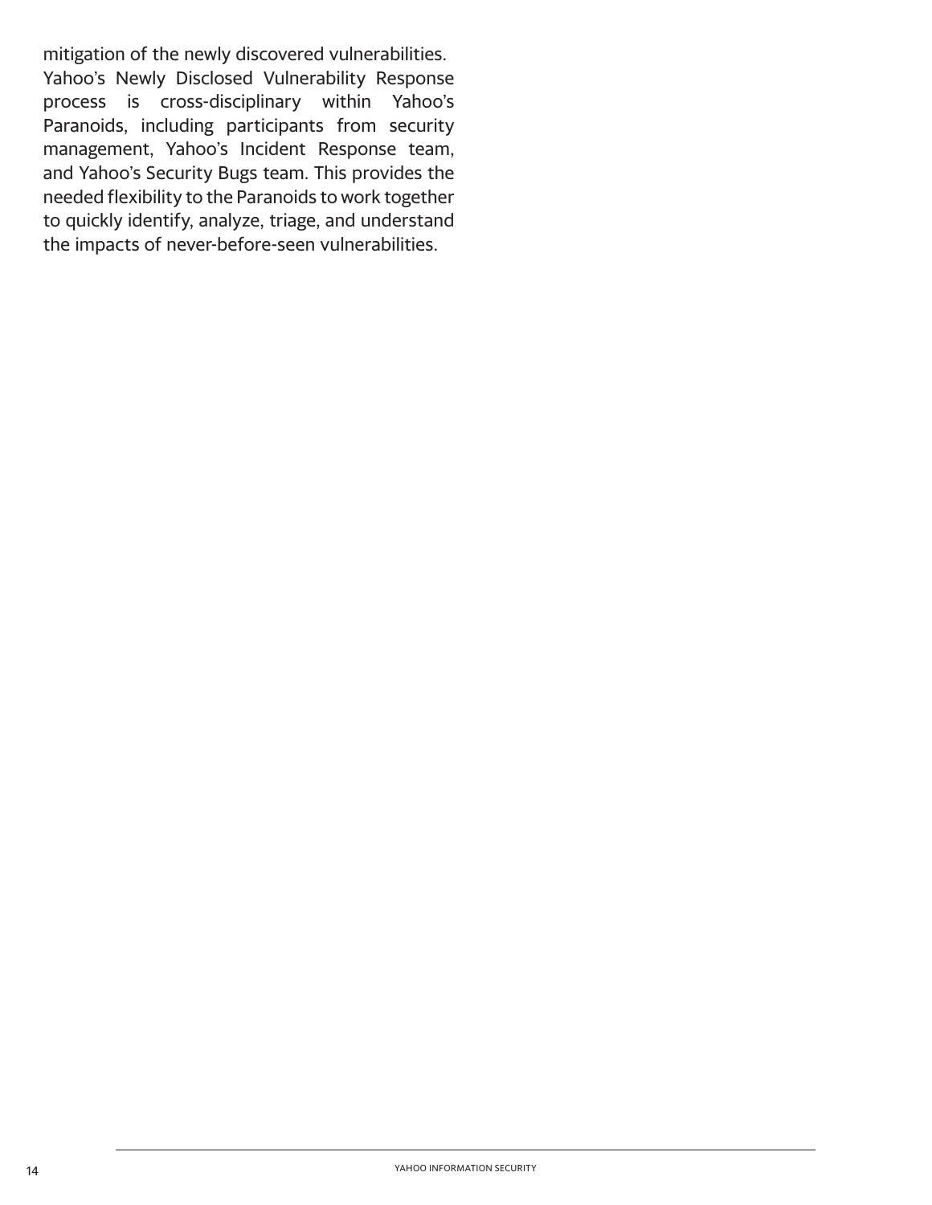mitigation of the newly discovered vulnerabilities.
Yahoo's Newly Disclosed Vulnerability Response process is cross-disciplinary within Yahoo's Paranoids, including participants from security management, Yahoo's Incident Response team, and Yahoo's Security Bugs team. This provides the needed flexibility to the Paranoids to work together to quickly identify, analyze, triage, and understand the impacts of never-before-seen vulnerabilities.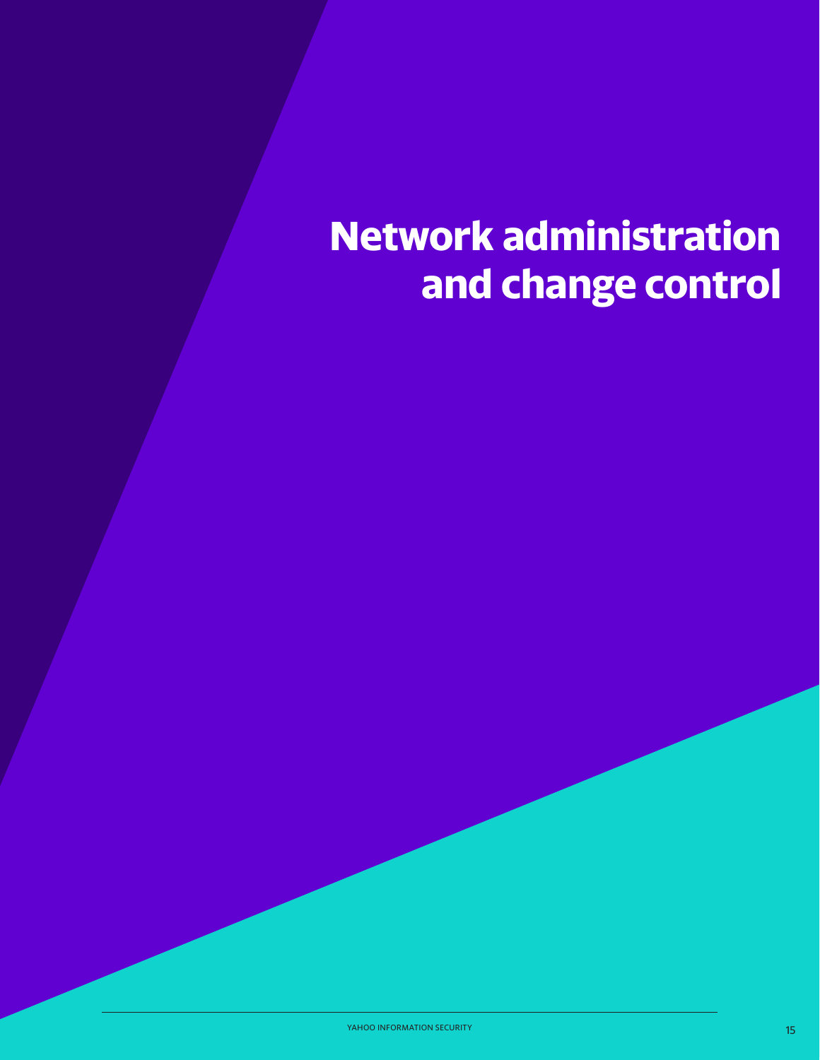# Network administration and change control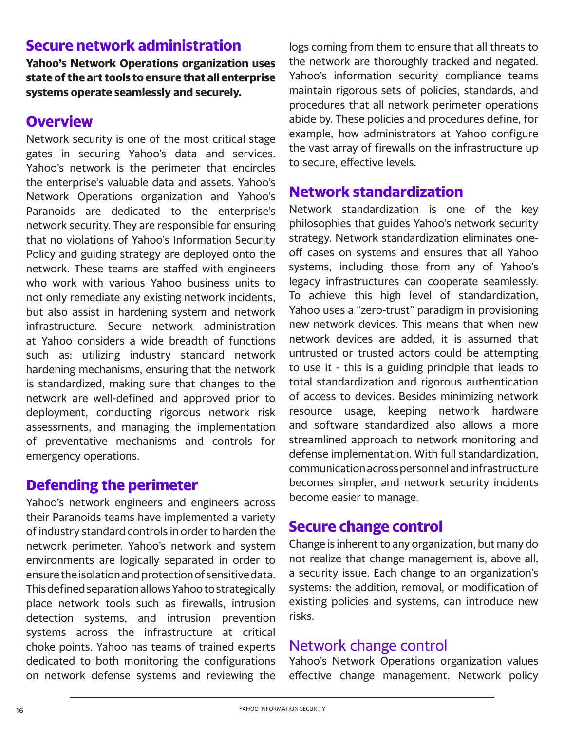## Secure network administration

**Yahoo's Network Operations organization uses state of the art tools to ensure that all enterprise systems operate seamlessly and securely.**

### Overview

Network security is one of the most critical stage gates in securing Yahoo's data and services. Yahoo's network is the perimeter that encircles the enterprise's valuable data and assets. Yahoo's Network Operations organization and Yahoo's Paranoids are dedicated to the enterprise's network security. They are responsible for ensuring that no violations of Yahoo's Information Security Policy and guiding strategy are deployed onto the network. These teams are staffed with engineers who work with various Yahoo business units to not only remediate any existing network incidents, but also assist in hardening system and network infrastructure. Secure network administration at Yahoo considers a wide breadth of functions such as: utilizing industry standard network hardening mechanisms, ensuring that the network is standardized, making sure that changes to the network are well-defined and approved prior to deployment, conducting rigorous network risk assessments, and managing the implementation of preventative mechanisms and controls for emergency operations.

### Defending the perimeter

Yahoo's network engineers and engineers across their Paranoids teams have implemented a variety of industry standard controls in order to harden the network perimeter. Yahoo's network and system environments are logically separated in order to ensure the isolation and protection of sensitive data. This defined separation allows Yahoo to strategically place network tools such as firewalls, intrusion detection systems, and intrusion prevention systems across the infrastructure at critical choke points. Yahoo has teams of trained experts dedicated to both monitoring the configurations on network defense systems and reviewing the logs coming from them to ensure that all threats to the network are thoroughly tracked and negated. Yahoo's information security compliance teams maintain rigorous sets of policies, standards, and procedures that all network perimeter operations abide by. These policies and procedures define, for example, how administrators at Yahoo configure the vast array of firewalls on the infrastructure up to secure, effective levels.

### Network standardization

Network standardization is one of the key philosophies that guides Yahoo's network security strategy. Network standardization eliminates one-off cases on systems and ensures that all Yahoo systems, including those from any of Yahoo's legacy infrastructures can cooperate seamlessly. To achieve this high level of standardization, Yahoo uses a "zero-trust" paradigm in provisioning new network devices. This means that when new network devices are added, it is assumed that untrusted or trusted actors could be attempting to use it - this is a guiding principle that leads to total standardization and rigorous authentication of access to devices. Besides minimizing network resource usage, keeping network hardware and software standardized also allows a more streamlined approach to network monitoring and defense implementation. With full standardization, communication across personnel and infrastructure becomes simpler, and network security incidents become easier to manage.

### Secure change control

Change is inherent to any organization, but many do not realize that change management is, above all, a security issue. Each change to an organization's systems: the addition, removal, or modification of existing policies and systems, can introduce new risks.

#### Network change control

Yahoo's Network Operations organization values effective change management. Network policy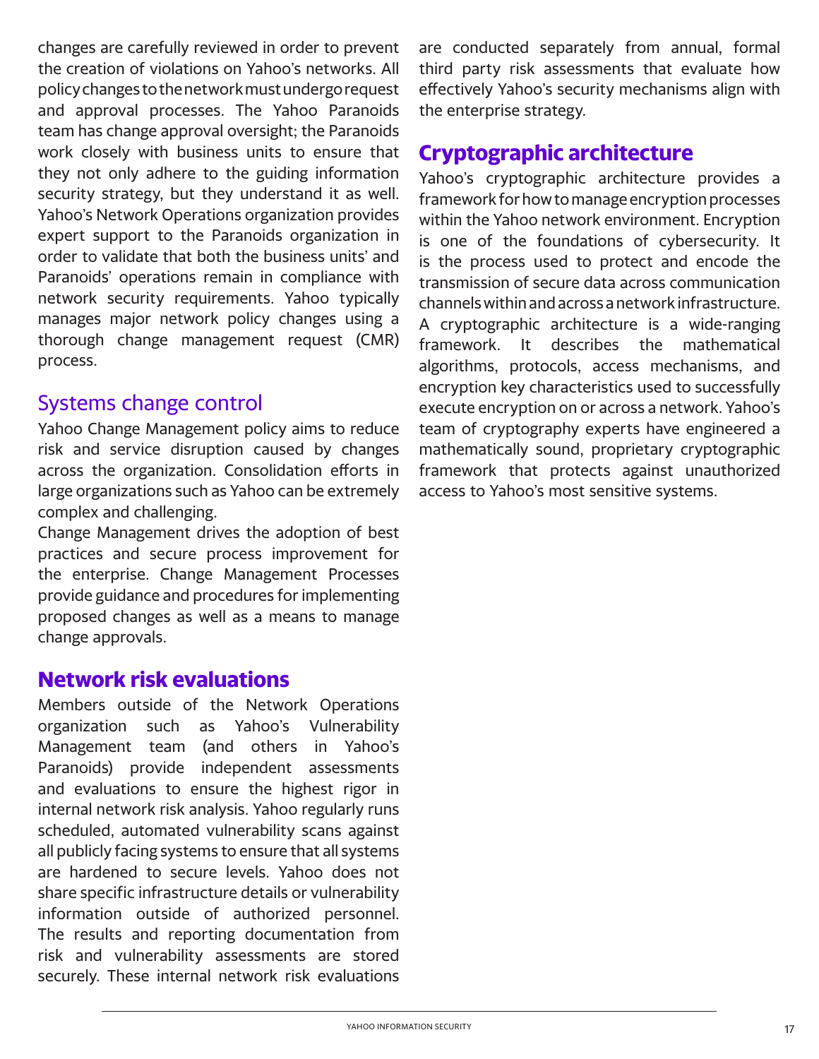changes are carefully reviewed in order to prevent the creation of violations on Yahoo's networks. All policy changes to the network must undergo request and approval processes. The Yahoo Paranoids team has change approval oversight; the Paranoids work closely with business units to ensure that they not only adhere to the guiding information security strategy, but they understand it as well. Yahoo's Network Operations organization provides expert support to the Paranoids organization in order to validate that both the business units' and Paranoids' operations remain in compliance with network security requirements. Yahoo typically manages major network policy changes using a thorough change management request (CMR) process.

### Systems change control

Yahoo Change Management policy aims to reduce risk and service disruption caused by changes across the organization. Consolidation efforts in large organizations such as Yahoo can be extremely complex and challenging.

Change Management drives the adoption of best practices and secure process improvement for the enterprise. Change Management Processes provide guidance and procedures for implementing proposed changes as well as a means to manage change approvals.

## Network risk evaluations

Members outside of the Network Operations organization such as Yahoo's Vulnerability Management team (and others in Yahoo's Paranoids) provide independent assessments and evaluations to ensure the highest rigor in internal network risk analysis. Yahoo regularly runs scheduled, automated vulnerability scans against all publicly facing systems to ensure that all systems are hardened to secure levels. Yahoo does not share specific infrastructure details or vulnerability information outside of authorized personnel. The results and reporting documentation from risk and vulnerability assessments are stored securely. These internal network risk evaluations are conducted separately from annual, formal third party risk assessments that evaluate how effectively Yahoo's security mechanisms align with the enterprise strategy.

## Cryptographic architecture

Yahoo's cryptographic architecture provides a framework for how to manage encryption processes within the Yahoo network environment. Encryption is one of the foundations of cybersecurity. It is the process used to protect and encode the transmission of secure data across communication channels within and across a network infrastructure. A cryptographic architecture is a wide-ranging framework. It describes the mathematical algorithms, protocols, access mechanisms, and encryption key characteristics used to successfully execute encryption on or across a network. Yahoo's team of cryptography experts have engineered a mathematically sound, proprietary cryptographic framework that protects against unauthorized access to Yahoo's most sensitive systems.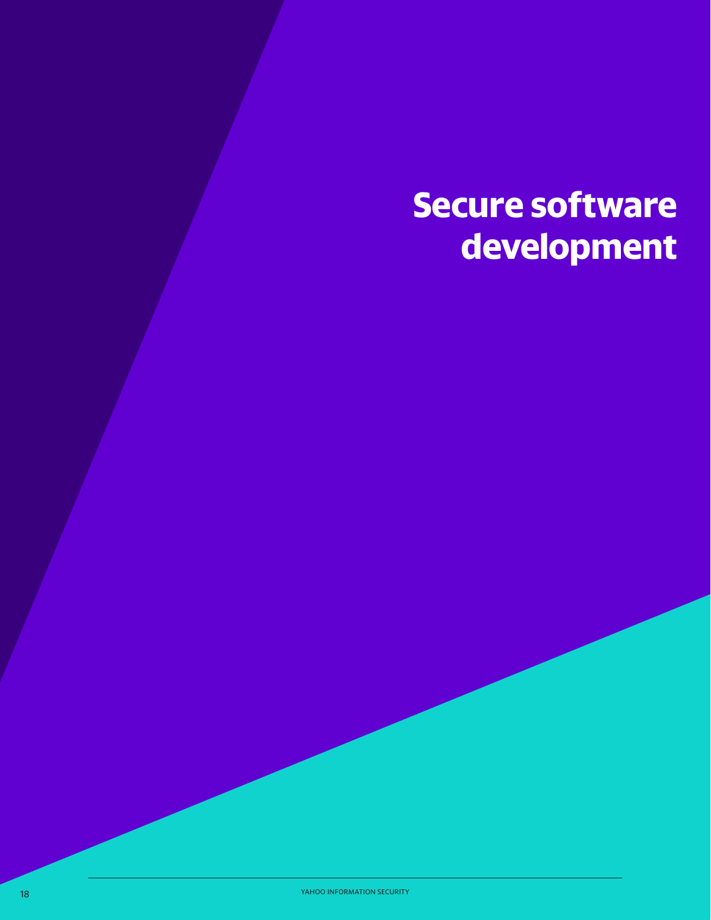# Secure software development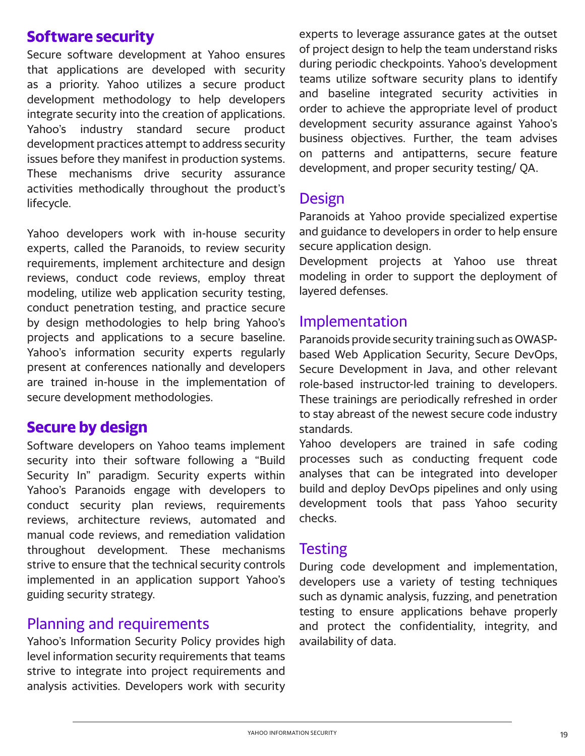## Software security

Secure software development at Yahoo ensures that applications are developed with security as a priority. Yahoo utilizes a secure product development methodology to help developers integrate security into the creation of applications. Yahoo's industry standard secure product development practices attempt to address security issues before they manifest in production systems. These mechanisms drive security assurance activities methodically throughout the product's lifecycle.

Yahoo developers work with in-house security experts, called the Paranoids, to review security requirements, implement architecture and design reviews, conduct code reviews, employ threat modeling, utilize web application security testing, conduct penetration testing, and practice secure by design methodologies to help bring Yahoo's projects and applications to a secure baseline. Yahoo's information security experts regularly present at conferences nationally and developers are trained in-house in the implementation of secure development methodologies.

## Secure by design

Software developers on Yahoo teams implement security into their software following a "Build Security In" paradigm. Security experts within Yahoo's Paranoids engage with developers to conduct security plan reviews, requirements reviews, architecture reviews, automated and manual code reviews, and remediation validation throughout development. These mechanisms strive to ensure that the technical security controls implemented in an application support Yahoo's guiding security strategy.

### Planning and requirements

Yahoo's Information Security Policy provides high level information security requirements that teams strive to integrate into project requirements and analysis activities. Developers work with security experts to leverage assurance gates at the outset of project design to help the team understand risks during periodic checkpoints. Yahoo's development teams utilize software security plans to identify and baseline integrated security activities in order to achieve the appropriate level of product development security assurance against Yahoo's business objectives. Further, the team advises on patterns and antipatterns, secure feature development, and proper security testing/ QA.

### Design

Paranoids at Yahoo provide specialized expertise and guidance to developers in order to help ensure secure application design.

Development projects at Yahoo use threat modeling in order to support the deployment of layered defenses.

### Implementation

Paranoids provide security training such as OWASP-based Web Application Security, Secure DevOps, Secure Development in Java, and other relevant role-based instructor-led training to developers. These trainings are periodically refreshed in order to stay abreast of the newest secure code industry standards.

Yahoo developers are trained in safe coding processes such as conducting frequent code analyses that can be integrated into developer build and deploy DevOps pipelines and only using development tools that pass Yahoo security checks.

### Testing

During code development and implementation, developers use a variety of testing techniques such as dynamic analysis, fuzzing, and penetration testing to ensure applications behave properly and protect the confidentiality, integrity, and availability of data.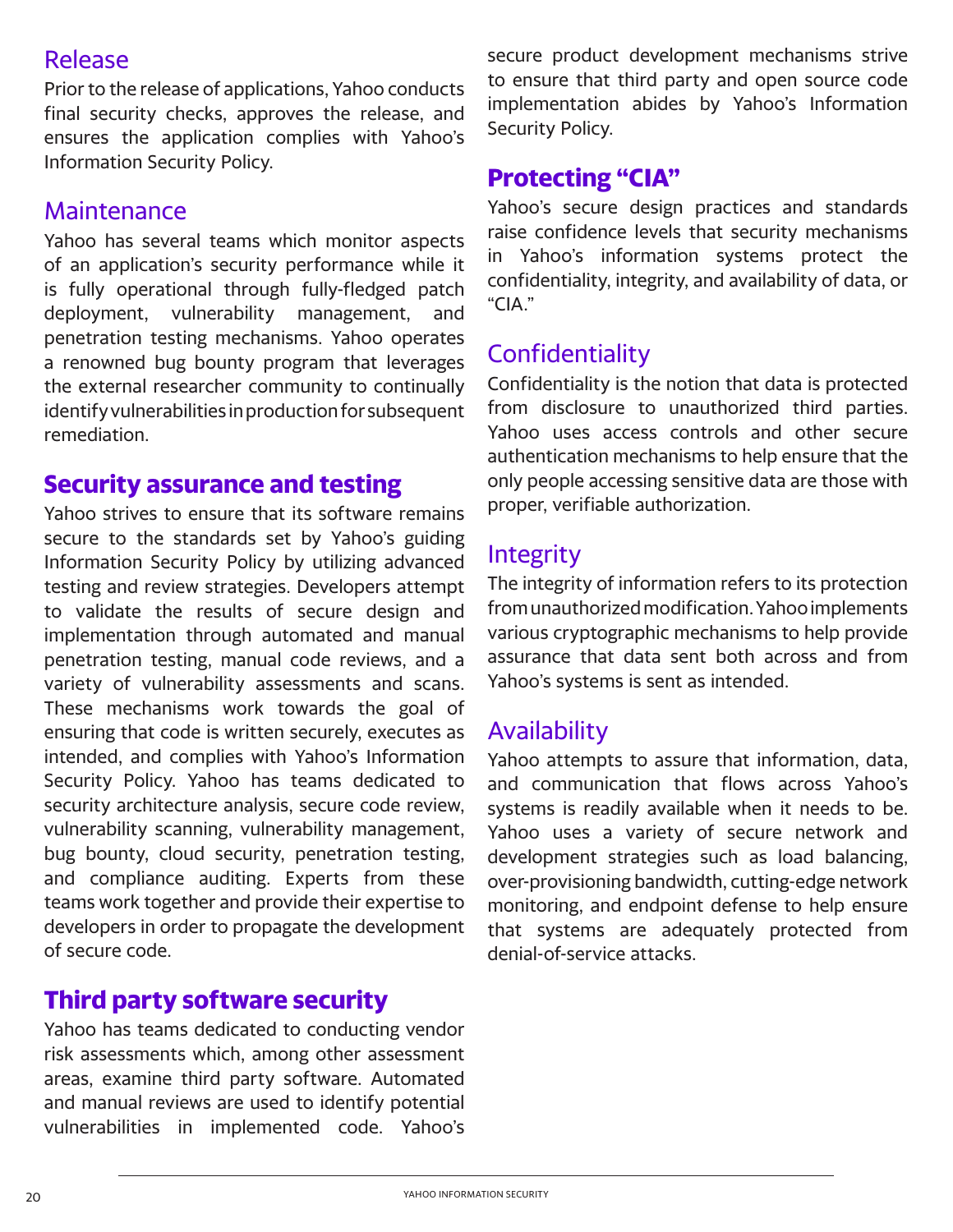### Release

Prior to the release of applications, Yahoo conducts final security checks, approves the release, and ensures the application complies with Yahoo's Information Security Policy.

### Maintenance

Yahoo has several teams which monitor aspects of an application's security performance while it is fully operational through fully-fledged patch deployment, vulnerability management, and penetration testing mechanisms. Yahoo operates a renowned bug bounty program that leverages the external researcher community to continually identify vulnerabilities in production for subsequent remediation.

## Security assurance and testing

Yahoo strives to ensure that its software remains secure to the standards set by Yahoo's guiding Information Security Policy by utilizing advanced testing and review strategies. Developers attempt to validate the results of secure design and implementation through automated and manual penetration testing, manual code reviews, and a variety of vulnerability assessments and scans. These mechanisms work towards the goal of ensuring that code is written securely, executes as intended, and complies with Yahoo's Information Security Policy. Yahoo has teams dedicated to security architecture analysis, secure code review, vulnerability scanning, vulnerability management, bug bounty, cloud security, penetration testing, and compliance auditing. Experts from these teams work together and provide their expertise to developers in order to propagate the development of secure code.

## Third party software security

Yahoo has teams dedicated to conducting vendor risk assessments which, among other assessment areas, examine third party software. Automated and manual reviews are used to identify potential vulnerabilities in implemented code. Yahoo's secure product development mechanisms strive to ensure that third party and open source code implementation abides by Yahoo's Information Security Policy.

## Protecting "CIA"

Yahoo's secure design practices and standards raise confidence levels that security mechanisms in Yahoo's information systems protect the confidentiality, integrity, and availability of data, or "CIA."

### Confidentiality

Confidentiality is the notion that data is protected from disclosure to unauthorized third parties. Yahoo uses access controls and other secure authentication mechanisms to help ensure that the only people accessing sensitive data are those with proper, verifiable authorization.

### Integrity

The integrity of information refers to its protection from unauthorized modification. Yahoo implements various cryptographic mechanisms to help provide assurance that data sent both across and from Yahoo's systems is sent as intended.

### Availability

Yahoo attempts to assure that information, data, and communication that flows across Yahoo's systems is readily available when it needs to be. Yahoo uses a variety of secure network and development strategies such as load balancing, over-provisioning bandwidth, cutting-edge network monitoring, and endpoint defense to help ensure that systems are adequately protected from denial-of-service attacks.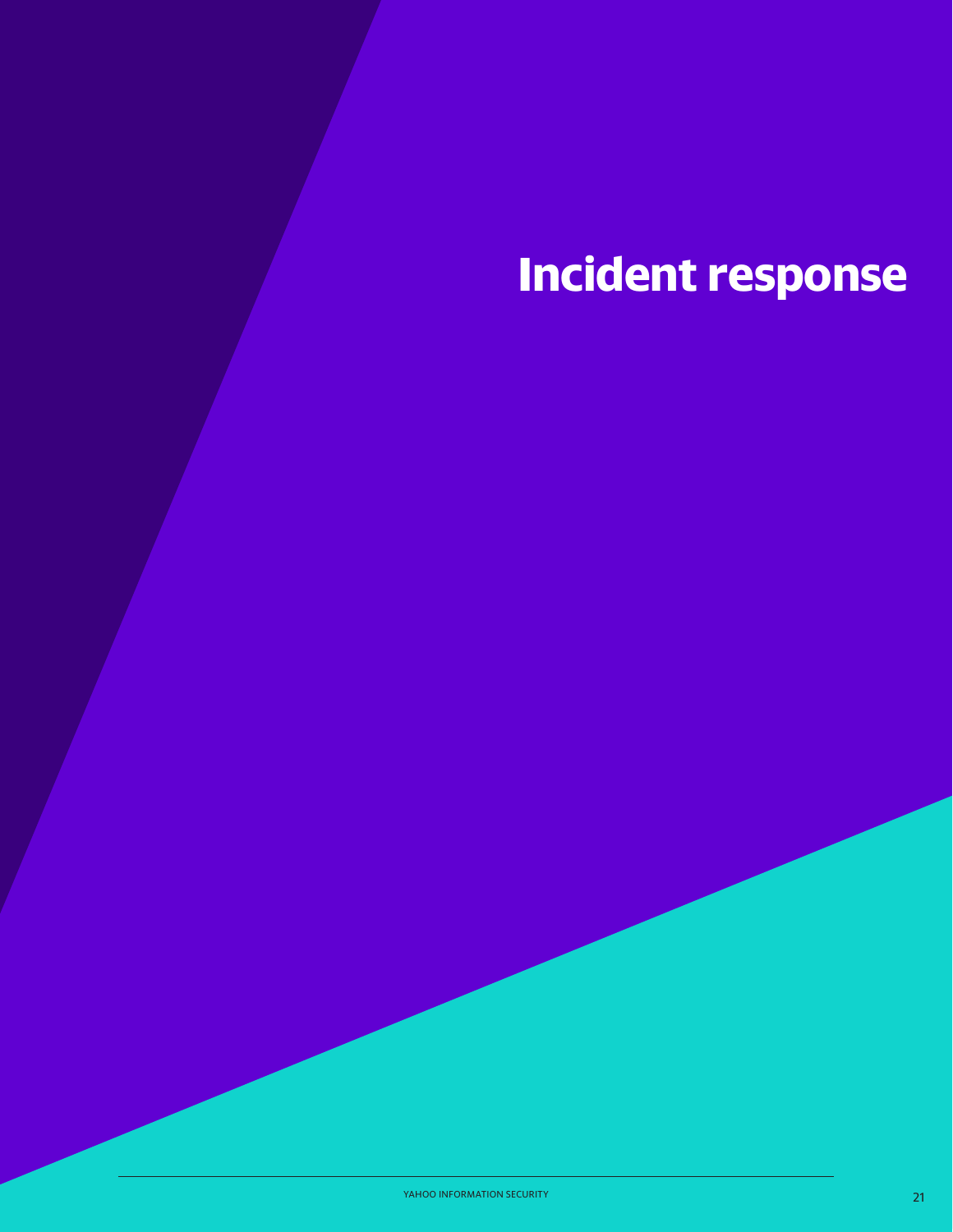# Incident response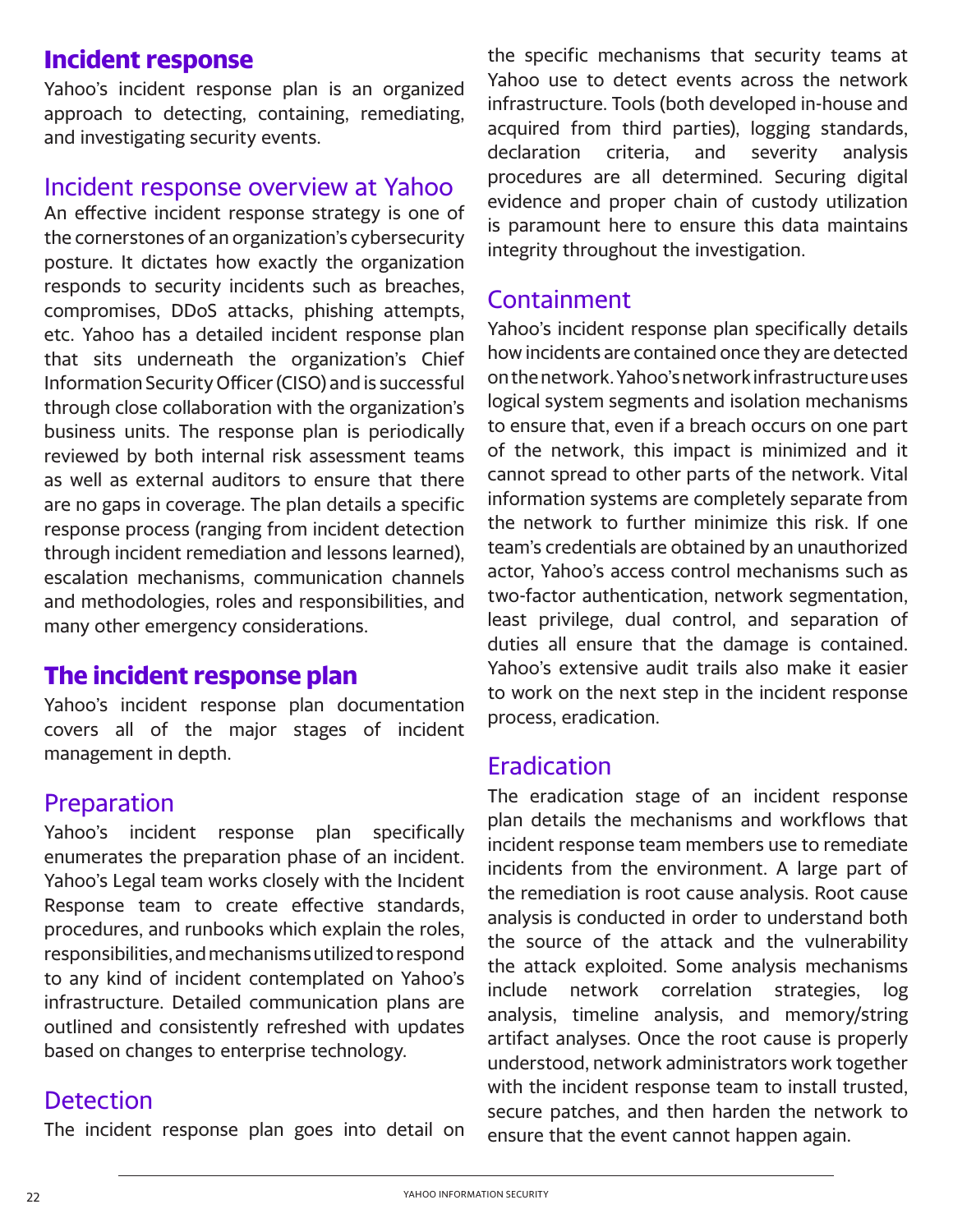# Incident response

Yahoo's incident response plan is an organized approach to detecting, containing, remediating, and investigating security events.

## Incident response overview at Yahoo

An effective incident response strategy is one of the cornerstones of an organization's cybersecurity posture. It dictates how exactly the organization responds to security incidents such as breaches, compromises, DDoS attacks, phishing attempts, etc. Yahoo has a detailed incident response plan that sits underneath the organization's Chief Information Security Officer (CISO) and is successful through close collaboration with the organization's business units. The response plan is periodically reviewed by both internal risk assessment teams as well as external auditors to ensure that there are no gaps in coverage. The plan details a specific response process (ranging from incident detection through incident remediation and lessons learned), escalation mechanisms, communication channels and methodologies, roles and responsibilities, and many other emergency considerations.

# The incident response plan

Yahoo's incident response plan documentation covers all of the major stages of incident management in depth.

## Preparation

Yahoo's incident response plan specifically enumerates the preparation phase of an incident. Yahoo's Legal team works closely with the Incident Response team to create effective standards, procedures, and runbooks which explain the roles, responsibilities, and mechanisms utilized to respond to any kind of incident contemplated on Yahoo's infrastructure. Detailed communication plans are outlined and consistently refreshed with updates based on changes to enterprise technology.

## Detection

The incident response plan goes into detail on the specific mechanisms that security teams at Yahoo use to detect events across the network infrastructure. Tools (both developed in-house and acquired from third parties), logging standards, declaration criteria, and severity analysis procedures are all determined. Securing digital evidence and proper chain of custody utilization is paramount here to ensure this data maintains integrity throughout the investigation.

## Containment

Yahoo's incident response plan specifically details how incidents are contained once they are detected on the network. Yahoo's network infrastructure uses logical system segments and isolation mechanisms to ensure that, even if a breach occurs on one part of the network, this impact is minimized and it cannot spread to other parts of the network. Vital information systems are completely separate from the network to further minimize this risk. If one team's credentials are obtained by an unauthorized actor, Yahoo's access control mechanisms such as two-factor authentication, network segmentation, least privilege, dual control, and separation of duties all ensure that the damage is contained. Yahoo's extensive audit trails also make it easier to work on the next step in the incident response process, eradication.

## Eradication

The eradication stage of an incident response plan details the mechanisms and workflows that incident response team members use to remediate incidents from the environment. A large part of the remediation is root cause analysis. Root cause analysis is conducted in order to understand both the source of the attack and the vulnerability the attack exploited. Some analysis mechanisms include network correlation strategies, log analysis, timeline analysis, and memory/string artifact analyses. Once the root cause is properly understood, network administrators work together with the incident response team to install trusted, secure patches, and then harden the network to ensure that the event cannot happen again.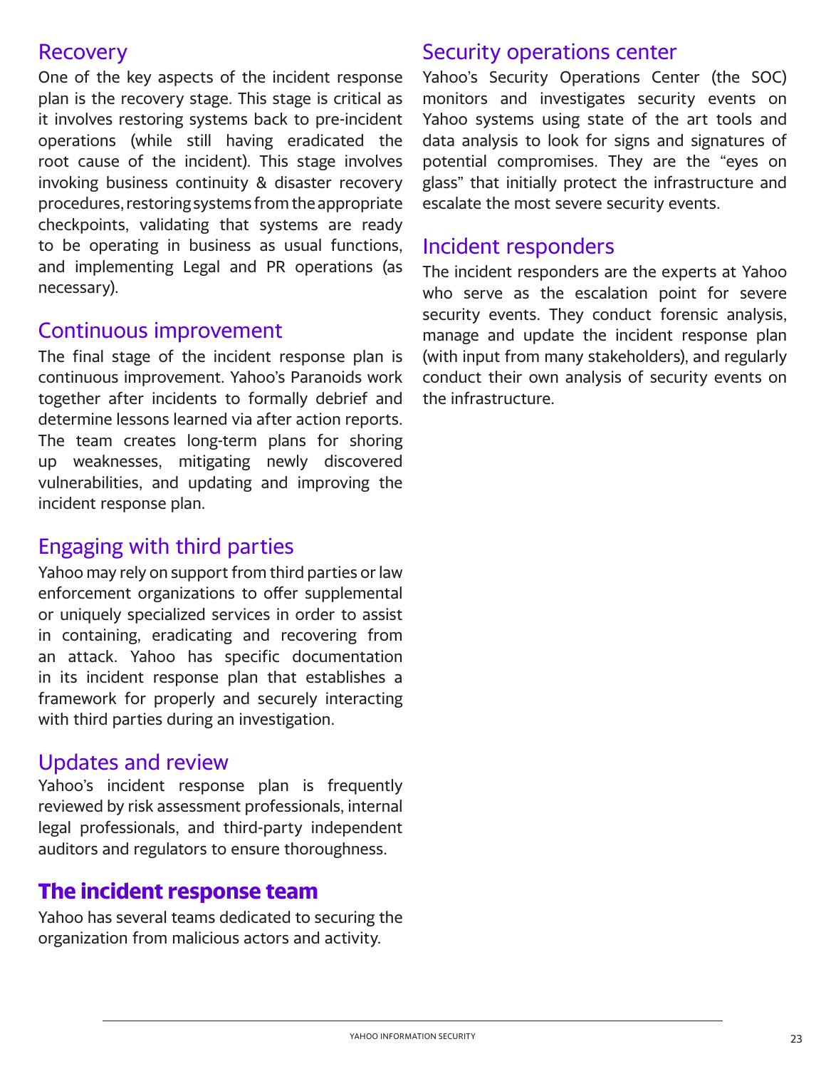## Recovery

One of the key aspects of the incident response plan is the recovery stage. This stage is critical as it involves restoring systems back to pre-incident operations (while still having eradicated the root cause of the incident). This stage involves invoking business continuity & disaster recovery procedures, restoring systems from the appropriate checkpoints, validating that systems are ready to be operating in business as usual functions, and implementing Legal and PR operations (as necessary).

## Continuous improvement

The final stage of the incident response plan is continuous improvement. Yahoo's Paranoids work together after incidents to formally debrief and determine lessons learned via after action reports. The team creates long-term plans for shoring up weaknesses, mitigating newly discovered vulnerabilities, and updating and improving the incident response plan.

## Engaging with third parties

Yahoo may rely on support from third parties or law enforcement organizations to offer supplemental or uniquely specialized services in order to assist in containing, eradicating and recovering from an attack. Yahoo has specific documentation in its incident response plan that establishes a framework for properly and securely interacting with third parties during an investigation.

## Updates and review

Yahoo's incident response plan is frequently reviewed by risk assessment professionals, internal legal professionals, and third-party independent auditors and regulators to ensure thoroughness.

# The incident response team

Yahoo has several teams dedicated to securing the organization from malicious actors and activity.

## Security operations center

Yahoo's Security Operations Center (the SOC) monitors and investigates security events on Yahoo systems using state of the art tools and data analysis to look for signs and signatures of potential compromises. They are the "eyes on glass" that initially protect the infrastructure and escalate the most severe security events.

## Incident responders

The incident responders are the experts at Yahoo who serve as the escalation point for severe security events. They conduct forensic analysis, manage and update the incident response plan (with input from many stakeholders), and regularly conduct their own analysis of security events on the infrastructure.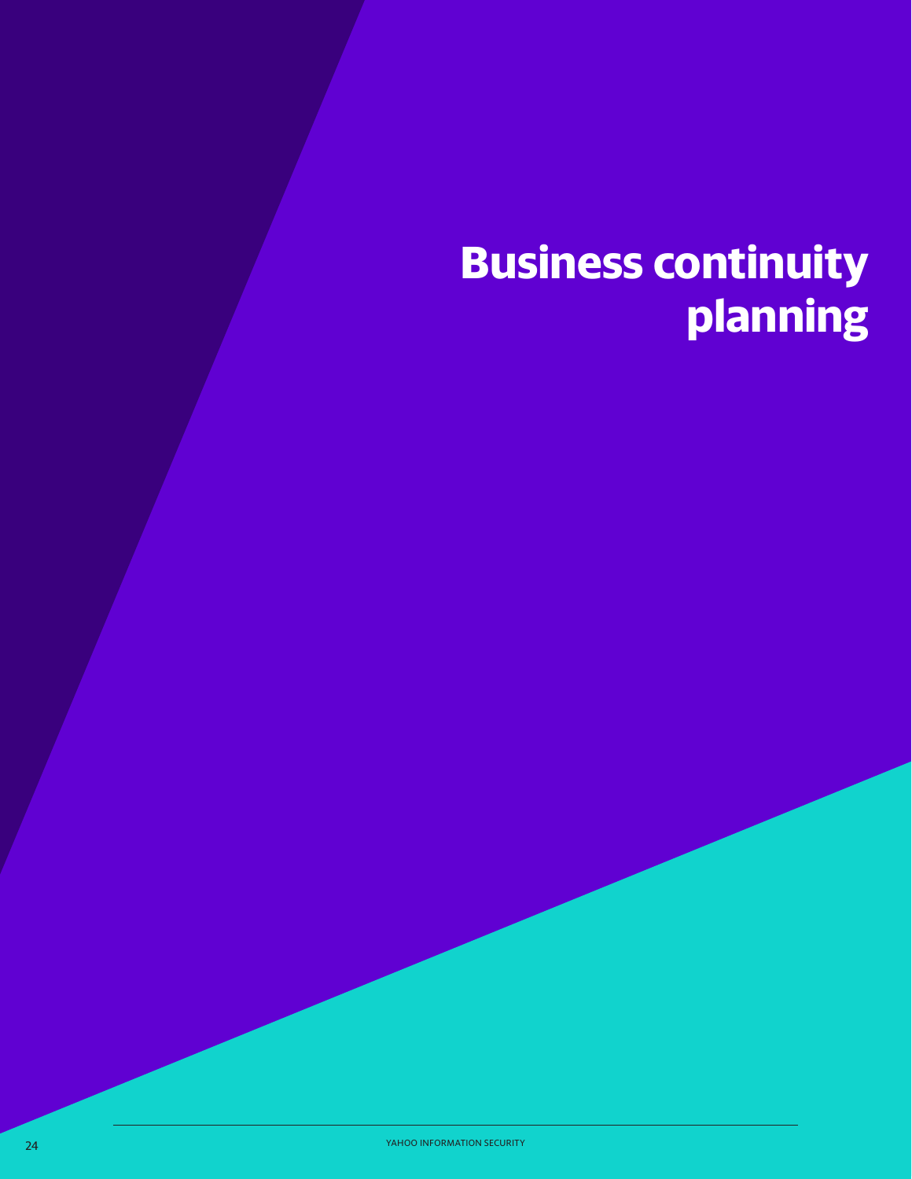# Business continuity planning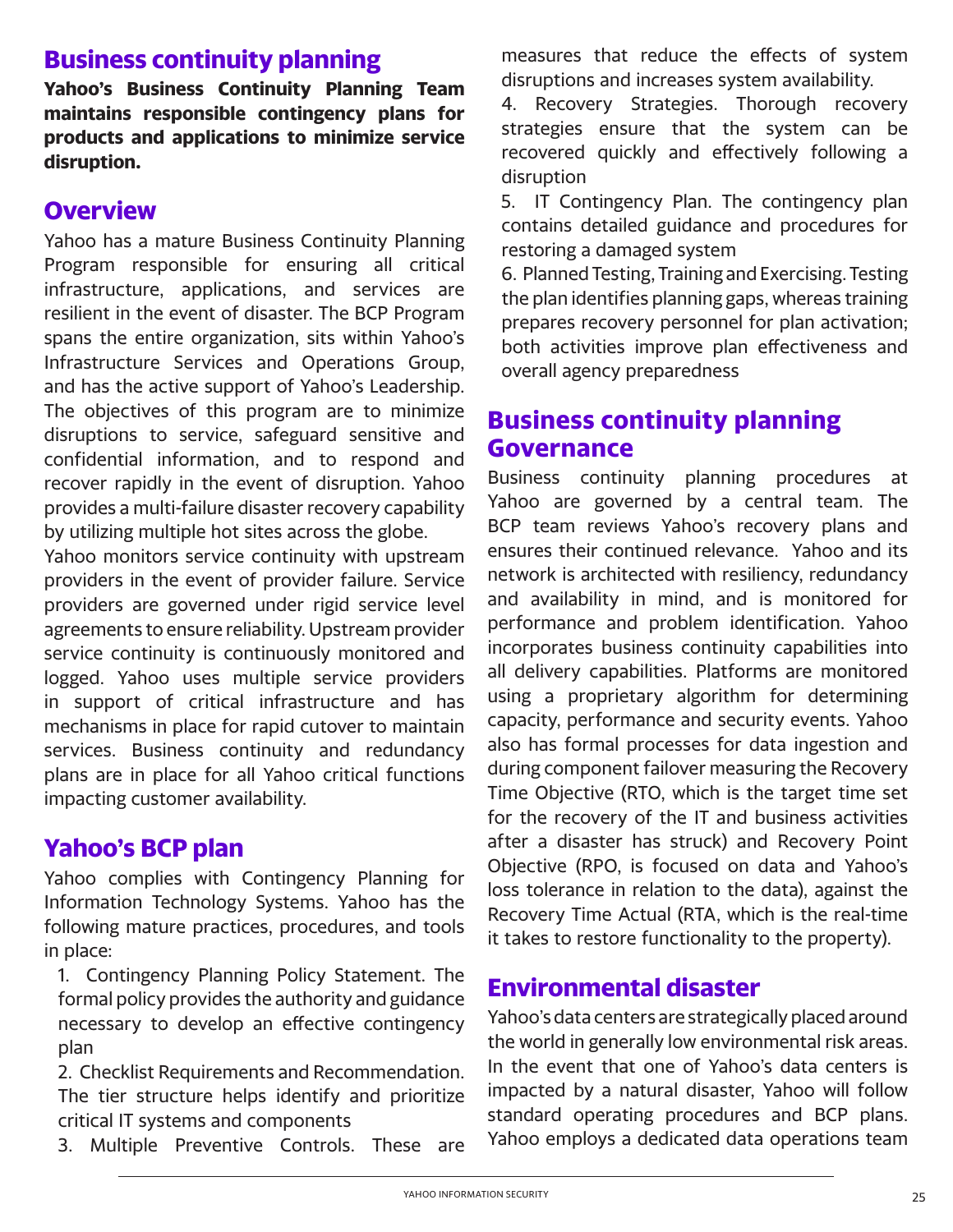## Business continuity planning

**Yahoo's Business Continuity Planning Team maintains responsible contingency plans for products and applications to minimize service disruption.**

## Overview

Yahoo has a mature Business Continuity Planning Program responsible for ensuring all critical infrastructure, applications, and services are resilient in the event of disaster. The BCP Program spans the entire organization, sits within Yahoo's Infrastructure Services and Operations Group, and has the active support of Yahoo's Leadership. The objectives of this program are to minimize disruptions to service, safeguard sensitive and confidential information, and to respond and recover rapidly in the event of disruption. Yahoo provides a multi-failure disaster recovery capability by utilizing multiple hot sites across the globe.

Yahoo monitors service continuity with upstream providers in the event of provider failure. Service providers are governed under rigid service level agreements to ensure reliability. Upstream provider service continuity is continuously monitored and logged. Yahoo uses multiple service providers in support of critical infrastructure and has mechanisms in place for rapid cutover to maintain services. Business continuity and redundancy plans are in place for all Yahoo critical functions impacting customer availability.

## Yahoo's BCP plan

Yahoo complies with Contingency Planning for Information Technology Systems. Yahoo has the following mature practices, procedures, and tools in place:

1. Contingency Planning Policy Statement. The formal policy provides the authority and guidance necessary to develop an effective contingency plan
2. Checklist Requirements and Recommendation. The tier structure helps identify and prioritize critical IT systems and components
3. Multiple Preventive Controls. These are measures that reduce the effects of system disruptions and increases system availability.
4. Recovery Strategies. Thorough recovery strategies ensure that the system can be recovered quickly and effectively following a disruption
5. IT Contingency Plan. The contingency plan contains detailed guidance and procedures for restoring a damaged system
6. Planned Testing, Training and Exercising. Testing the plan identifies planning gaps, whereas training prepares recovery personnel for plan activation; both activities improve plan effectiveness and overall agency preparedness

## Business continuity planning Governance

Business continuity planning procedures at Yahoo are governed by a central team. The BCP team reviews Yahoo's recovery plans and ensures their continued relevance. Yahoo and its network is architected with resiliency, redundancy and availability in mind, and is monitored for performance and problem identification. Yahoo incorporates business continuity capabilities into all delivery capabilities. Platforms are monitored using a proprietary algorithm for determining capacity, performance and security events. Yahoo also has formal processes for data ingestion and during component failover measuring the Recovery Time Objective (RTO, which is the target time set for the recovery of the IT and business activities after a disaster has struck) and Recovery Point Objective (RPO, is focused on data and Yahoo's loss tolerance in relation to the data), against the Recovery Time Actual (RTA, which is the real-time it takes to restore functionality to the property).

## Environmental disaster

Yahoo's data centers are strategically placed around the world in generally low environmental risk areas. In the event that one of Yahoo's data centers is impacted by a natural disaster, Yahoo will follow standard operating procedures and BCP plans. Yahoo employs a dedicated data operations team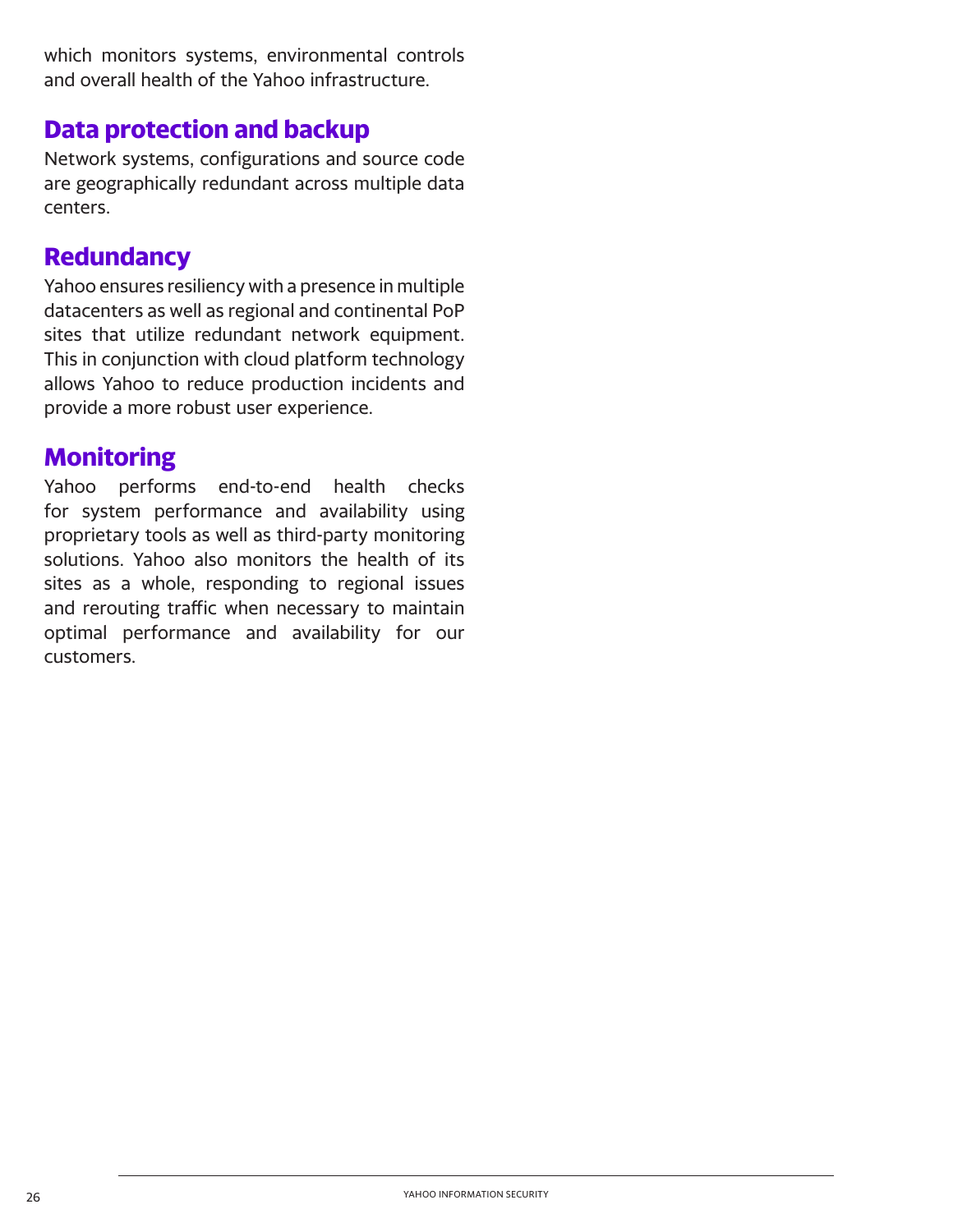which monitors systems, environmental controls and overall health of the Yahoo infrastructure.

## Data protection and backup

Network systems, configurations and source code are geographically redundant across multiple data centers.

## Redundancy

Yahoo ensures resiliency with a presence in multiple datacenters as well as regional and continental PoP sites that utilize redundant network equipment. This in conjunction with cloud platform technology allows Yahoo to reduce production incidents and provide a more robust user experience.

## Monitoring

Yahoo performs end-to-end health checks for system performance and availability using proprietary tools as well as third-party monitoring solutions. Yahoo also monitors the health of its sites as a whole, responding to regional issues and rerouting traffic when necessary to maintain optimal performance and availability for our customers.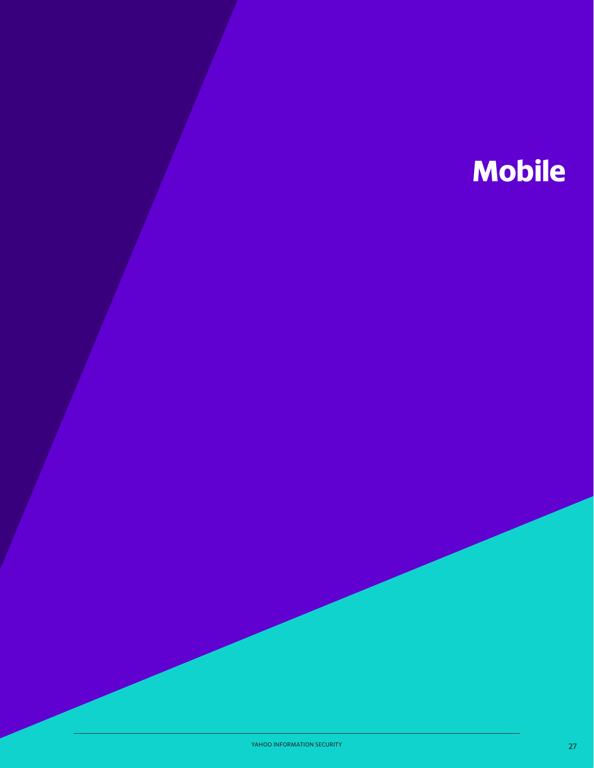# Mobile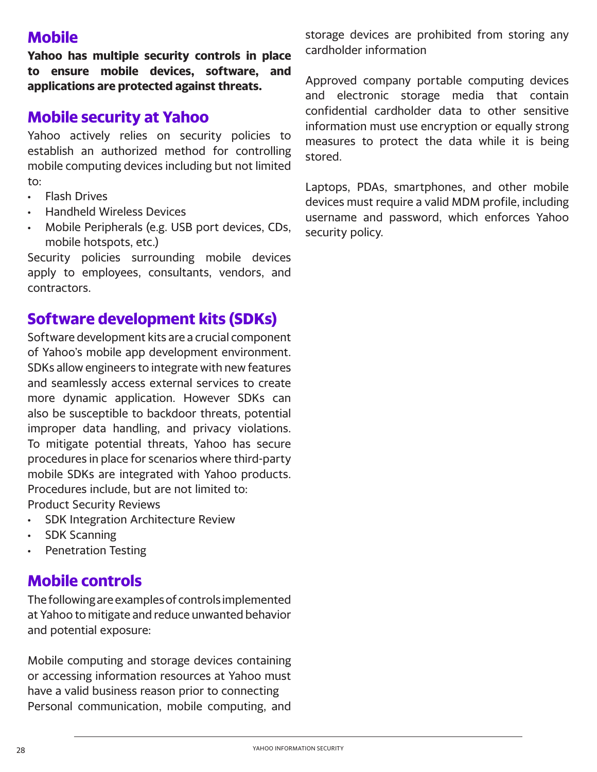## Mobile

**Yahoo has multiple security controls in place to ensure mobile devices, software, and applications are protected against threats.**

## Mobile security at Yahoo

Yahoo actively relies on security policies to establish an authorized method for controlling mobile computing devices including but not limited to:

- Flash Drives
- Handheld Wireless Devices
- Mobile Peripherals (e.g. USB port devices, CDs, mobile hotspots, etc.)

Security policies surrounding mobile devices apply to employees, consultants, vendors, and contractors.

## Software development kits (SDKs)

Software development kits are a crucial component of Yahoo's mobile app development environment. SDKs allow engineers to integrate with new features and seamlessly access external services to create more dynamic application. However SDKs can also be susceptible to backdoor threats, potential improper data handling, and privacy violations. To mitigate potential threats, Yahoo has secure procedures in place for scenarios where third-party mobile SDKs are integrated with Yahoo products. Procedures include, but are not limited to:

Product Security Reviews

- SDK Integration Architecture Review
- SDK Scanning
- Penetration Testing

## Mobile controls

The following are examples of controls implemented at Yahoo to mitigate and reduce unwanted behavior and potential exposure:

Mobile computing and storage devices containing or accessing information resources at Yahoo must have a valid business reason prior to connecting

Personal communication, mobile computing, and storage devices are prohibited from storing any cardholder information

Approved company portable computing devices and electronic storage media that contain confidential cardholder data to other sensitive information must use encryption or equally strong measures to protect the data while it is being stored.

Laptops, PDAs, smartphones, and other mobile devices must require a valid MDM profile, including username and password, which enforces Yahoo security policy.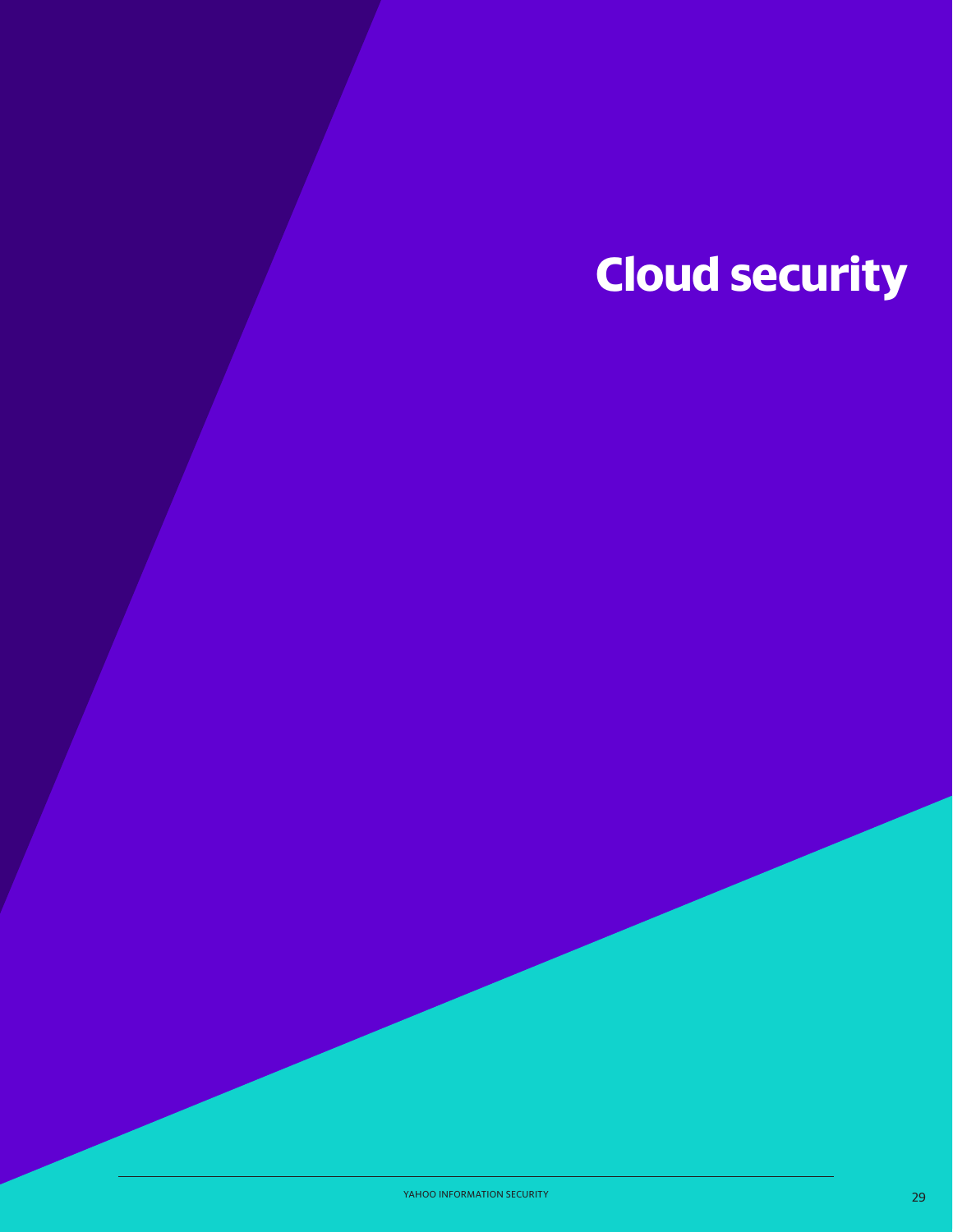# Cloud security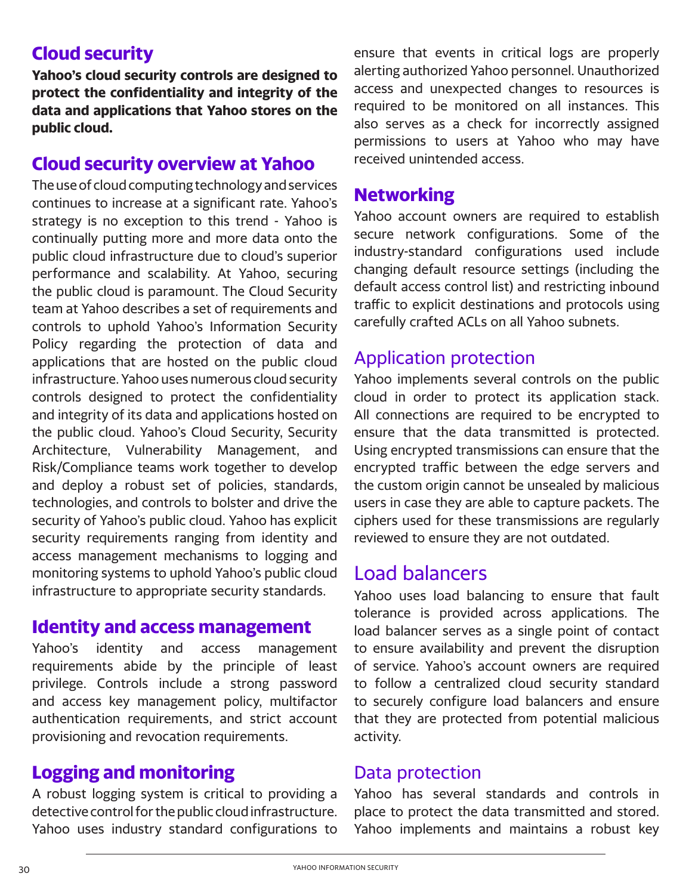## Cloud security

**Yahoo's cloud security controls are designed to protect the confidentiality and integrity of the data and applications that Yahoo stores on the public cloud.**

## Cloud security overview at Yahoo

The use of cloud computing technology and services continues to increase at a significant rate. Yahoo's strategy is no exception to this trend - Yahoo is continually putting more and more data onto the public cloud infrastructure due to cloud's superior performance and scalability. At Yahoo, securing the public cloud is paramount. The Cloud Security team at Yahoo describes a set of requirements and controls to uphold Yahoo's Information Security Policy regarding the protection of data and applications that are hosted on the public cloud infrastructure. Yahoo uses numerous cloud security controls designed to protect the confidentiality and integrity of its data and applications hosted on the public cloud. Yahoo's Cloud Security, Security Architecture, Vulnerability Management, and Risk/Compliance teams work together to develop and deploy a robust set of policies, standards, technologies, and controls to bolster and drive the security of Yahoo's public cloud. Yahoo has explicit security requirements ranging from identity and access management mechanisms to logging and monitoring systems to uphold Yahoo's public cloud infrastructure to appropriate security standards.

## Identity and access management

Yahoo's identity and access management requirements abide by the principle of least privilege. Controls include a strong password and access key management policy, multifactor authentication requirements, and strict account provisioning and revocation requirements.

## Logging and monitoring

A robust logging system is critical to providing a detective control for the public cloud infrastructure. Yahoo uses industry standard configurations to ensure that events in critical logs are properly alerting authorized Yahoo personnel. Unauthorized access and unexpected changes to resources is required to be monitored on all instances. This also serves as a check for incorrectly assigned permissions to users at Yahoo who may have received unintended access.

## Networking

Yahoo account owners are required to establish secure network configurations. Some of the industry-standard configurations used include changing default resource settings (including the default access control list) and restricting inbound traffic to explicit destinations and protocols using carefully crafted ACLs on all Yahoo subnets.

### Application protection

Yahoo implements several controls on the public cloud in order to protect its application stack. All connections are required to be encrypted to ensure that the data transmitted is protected. Using encrypted transmissions can ensure that the encrypted traffic between the edge servers and the custom origin cannot be unsealed by malicious users in case they are able to capture packets. The ciphers used for these transmissions are regularly reviewed to ensure they are not outdated.

### Load balancers

Yahoo uses load balancing to ensure that fault tolerance is provided across applications. The load balancer serves as a single point of contact to ensure availability and prevent the disruption of service. Yahoo's account owners are required to follow a centralized cloud security standard to securely configure load balancers and ensure that they are protected from potential malicious activity.

### Data protection

Yahoo has several standards and controls in place to protect the data transmitted and stored. Yahoo implements and maintains a robust key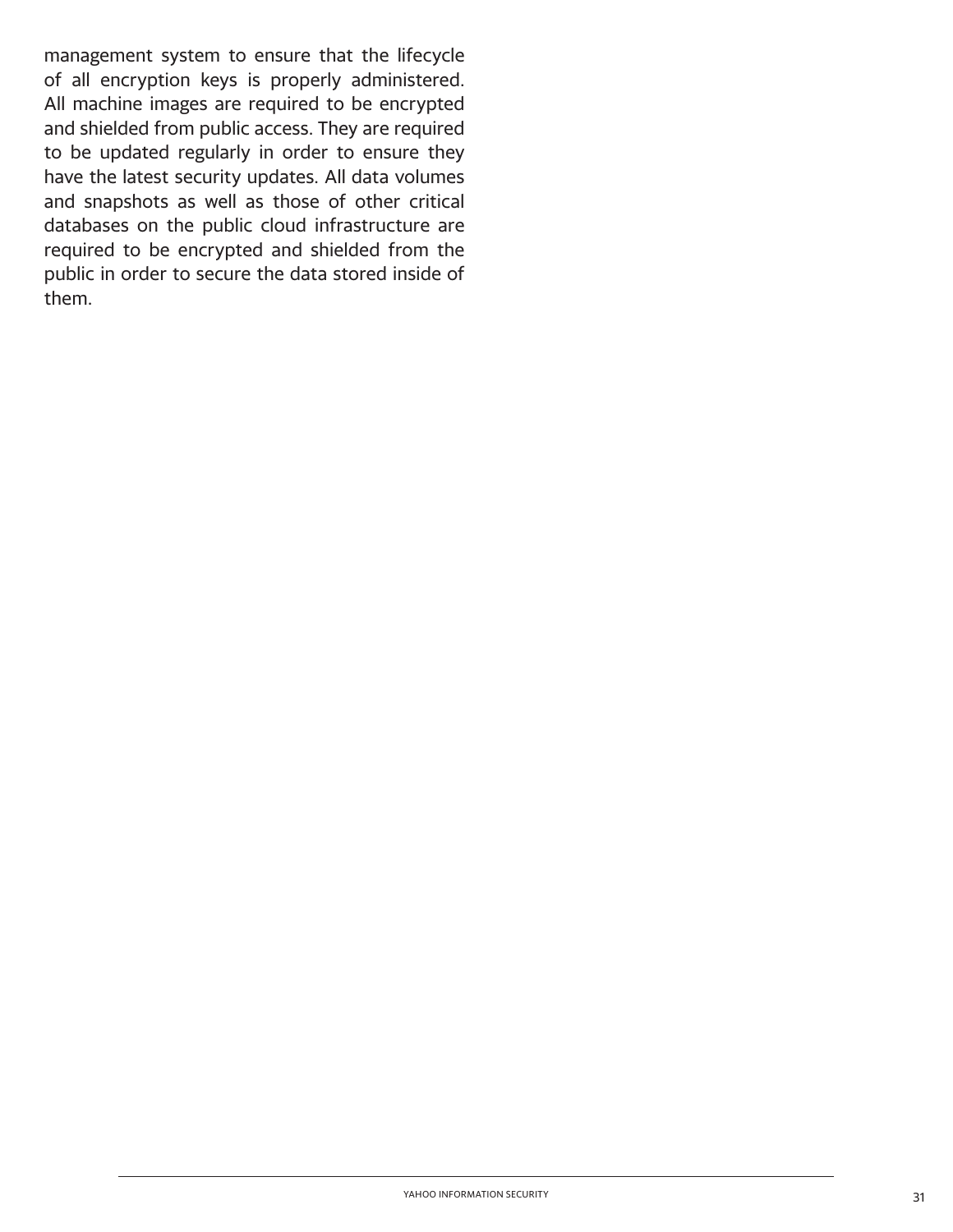management system to ensure that the lifecycle of all encryption keys is properly administered. All machine images are required to be encrypted and shielded from public access. They are required to be updated regularly in order to ensure they have the latest security updates. All data volumes and snapshots as well as those of other critical databases on the public cloud infrastructure are required to be encrypted and shielded from the public in order to secure the data stored inside of them.